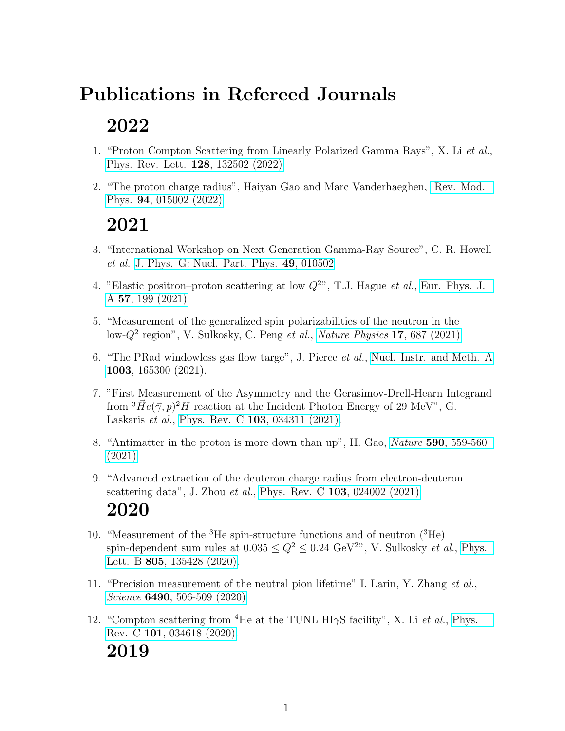# Publications in Refereed Journals

## 2022

1. "Proton Compton Scattering from Linearly Polarized Gamma Rays", X. Li *et al.*, Phys. Rev. Lett. **128**, 132502 (2022).

2. "The proton charge radius", Haiyan Gao and Marc Vanderhaeghen, Rev. Mod. Phys. **94**, 015002 (2022)

## 2021

3. "International Workshop on Next Generation Gamma-Ray Source", C. R. Howell *et al.* J. Phys. G: Nucl. Part. Phys. **49**, 010502

4. "Elastic positron–proton scattering at low $Q^2$", T.J. Hague *et al.*, Eur. Phys. J. A **57**, 199 (2021)

5. "Measurement of the generalized spin polarizabilities of the neutron in the low-$Q^2$ region", V. Sulkosky, C. Peng *et al.*, *Nature Physics* **17**, 687 (2021)

6. "The PRad windowless gas flow targe", J. Pierce *et al.*, Nucl. Instr. and Meth. A **1003**, 165300 (2021).

7. "First Measurement of the Asymmetry and the Gerasimov-Drell-Hearn Integrand from ${}^3\vec{H}e(\vec{\gamma},p)^2H$ reaction at the Incident Photon Energy of 29 MeV", G. Laskaris *et al.*, Phys. Rev. C **103**, 034311 (2021).

8. "Antimatter in the proton is more down than up", H. Gao, *Nature* **590**, 559-560 (2021)

9. "Advanced extraction of the deuteron charge radius from electron-deuteron scattering data", J. Zhou *et al.*, Phys. Rev. C **103**, 024002 (2021).

## 2020

10. "Measurement of the ${}^3$He spin-structure functions and of neutron (${}^3$He) spin-dependent sum rules at $0.035 \leq Q^2 \leq 0.24$ GeV$^2$", V. Sulkosky *et al.*, Phys. Lett. B **805**, 135428 (2020).

11. "Precision measurement of the neutral pion lifetime" I. Larin, Y. Zhang *et al.*, *Science* **6490**, 506-509 (2020)

12. "Compton scattering from ${}^4$He at the TUNL HI$\gamma$S facility", X. Li *et al.*, Phys. Rev. C **101**, 034618 (2020).

## 2019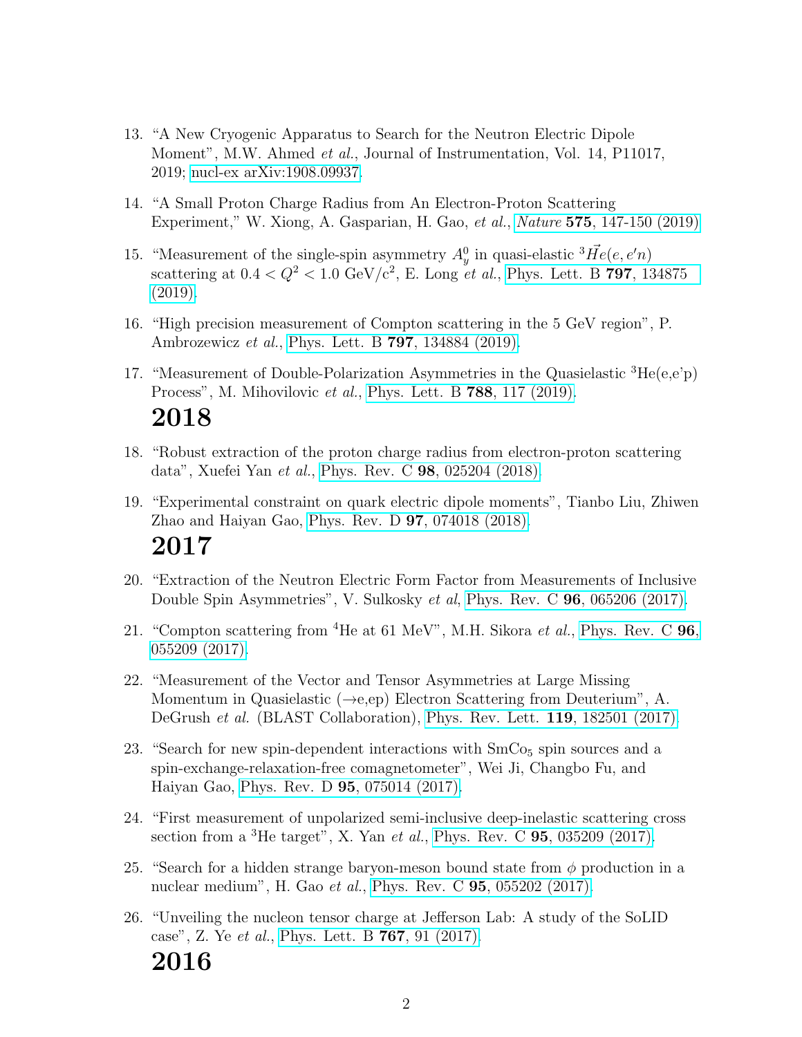13. "A New Cryogenic Apparatus to Search for the Neutron Electric Dipole Moment", M.W. Ahmed *et al.*, Journal of Instrumentation, Vol. 14, P11017, 2019; nucl-ex arXiv:1908.09937.

14. "A Small Proton Charge Radius from An Electron-Proton Scattering Experiment," W. Xiong, A. Gasparian, H. Gao, *et al.*, *Nature* **575**, 147-150 (2019).

15. "Measurement of the single-spin asymmetry $A_y^0$ in quasi-elastic ${}^3\vec{H}e(e, e'n)$ scattering at $0.4 < Q^2 < 1.0$ GeV/c$^2$, E. Long *et al.*, Phys. Lett. B **797**, 134875 (2019).

16. "High precision measurement of Compton scattering in the 5 GeV region", P. Ambrozewicz *et al.*, Phys. Lett. B **797**, 134884 (2019).

17. "Measurement of Double-Polarization Asymmetries in the Quasielastic ${}^3$He(e,e'p) Process", M. Mihovilovic *et al.*, Phys. Lett. B **788**, 117 (2019).

## 2018

18. "Robust extraction of the proton charge radius from electron-proton scattering data", Xuefei Yan *et al.*, Phys. Rev. C **98**, 025204 (2018).

19. "Experimental constraint on quark electric dipole moments", Tianbo Liu, Zhiwen Zhao and Haiyan Gao, Phys. Rev. D **97**, 074018 (2018).

## 2017

20. "Extraction of the Neutron Electric Form Factor from Measurements of Inclusive Double Spin Asymmetries", V. Sulkosky *et al*, Phys. Rev. C **96**, 065206 (2017).

21. "Compton scattering from ${}^4$He at 61 MeV", M.H. Sikora *et al.*, Phys. Rev. C **96**, 055209 (2017).

22. "Measurement of the Vector and Tensor Asymmetries at Large Missing Momentum in Quasielastic (→e,ep) Electron Scattering from Deuterium", A. DeGrush *et al.* (BLAST Collaboration), Phys. Rev. Lett. **119**, 182501 (2017).

23. "Search for new spin-dependent interactions with $SmCo_5$ spin sources and a spin-exchange-relaxation-free comagnetometer", Wei Ji, Changbo Fu, and Haiyan Gao, Phys. Rev. D **95**, 075014 (2017).

24. "First measurement of unpolarized semi-inclusive deep-inelastic scattering cross section from a ${}^3$He target", X. Yan *et al.*, Phys. Rev. C **95**, 035209 (2017).

25. "Search for a hidden strange baryon-meson bound state from $\phi$ production in a nuclear medium", H. Gao *et al.*, Phys. Rev. C **95**, 055202 (2017).

26. "Unveiling the nucleon tensor charge at Jefferson Lab: A study of the SoLID case", Z. Ye *et al.*, Phys. Lett. B **767**, 91 (2017).

## 2016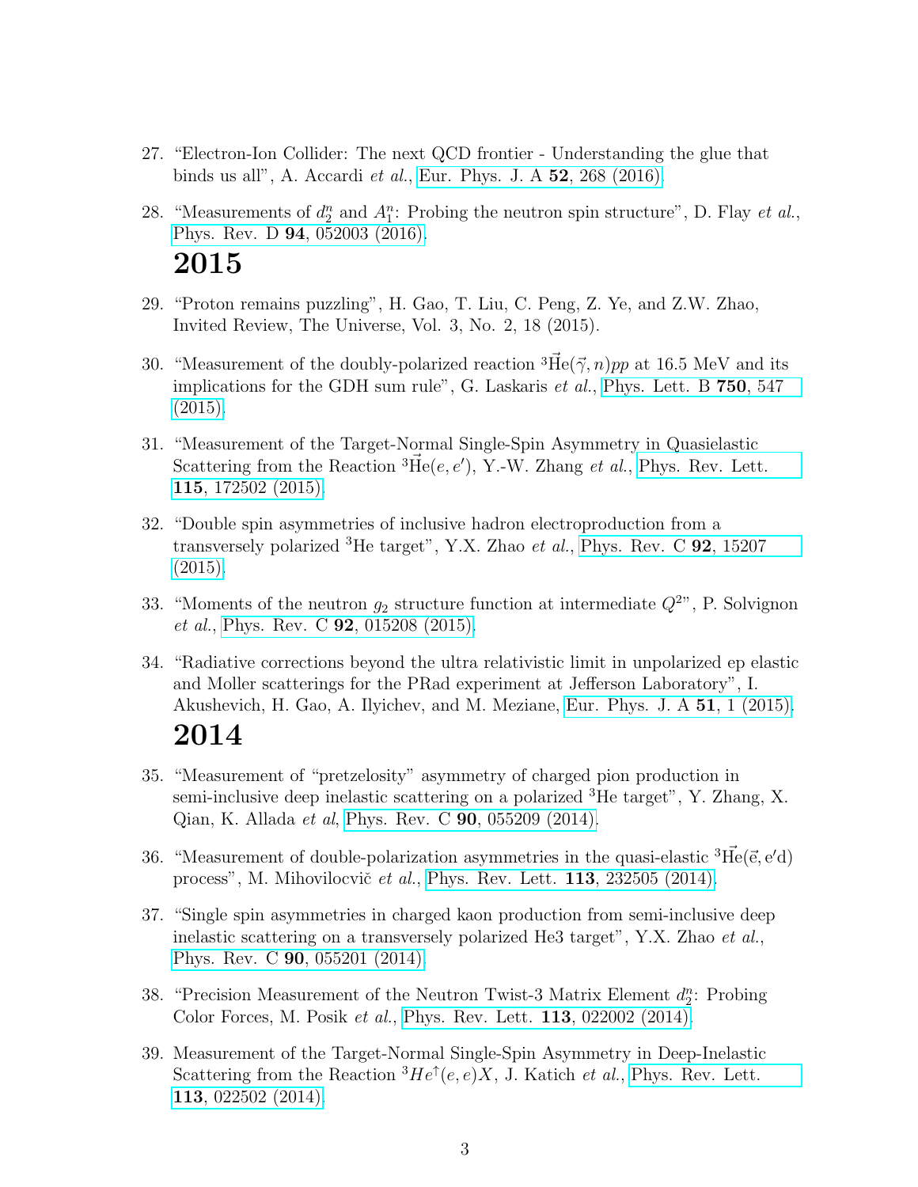27. "Electron-Ion Collider: The next QCD frontier - Understanding the glue that binds us all", A. Accardi *et al.*, Eur. Phys. J. A **52**, 268 (2016).

28. "Measurements of $d_2^n$ and $A_1^n$: Probing the neutron spin structure", D. Flay *et al.*, Phys. Rev. D **94**, 052003 (2016).

## 2015

29. "Proton remains puzzling", H. Gao, T. Liu, C. Peng, Z. Ye, and Z.W. Zhao, Invited Review, The Universe, Vol. 3, No. 2, 18 (2015).

30. "Measurement of the doubly-polarized reaction $^3\vec{\mathrm{He}}(\vec{\gamma}, n)pp$ at 16.5 MeV and its implications for the GDH sum rule", G. Laskaris *et al.*, Phys. Lett. B **750**, 547 (2015).

31. "Measurement of the Target-Normal Single-Spin Asymmetry in Quasielastic Scattering from the Reaction $^3\vec{\mathrm{He}}(e, e')$, Y.-W. Zhang *et al.*, Phys. Rev. Lett. **115**, 172502 (2015).

32. "Double spin asymmetries of inclusive hadron electroproduction from a transversely polarized $^3$He target", Y.X. Zhao *et al.*, Phys. Rev. C **92**, 15207 (2015).

33. "Moments of the neutron $g_2$ structure function at intermediate $Q^2$", P. Solvignon *et al.*, Phys. Rev. C **92**, 015208 (2015).

34. "Radiative corrections beyond the ultra relativistic limit in unpolarized ep elastic and Moller scatterings for the PRad experiment at Jefferson Laboratory", I. Akushevich, H. Gao, A. Ilyichev, and M. Meziane, Eur. Phys. J. A **51**, 1 (2015).

## 2014

35. "Measurement of "pretzelosity" asymmetry of charged pion production in semi-inclusive deep inelastic scattering on a polarized $^3$He target", Y. Zhang, X. Qian, K. Allada *et al*, Phys. Rev. C **90**, 055209 (2014).

36. "Measurement of double-polarization asymmetries in the quasi-elastic $^3\vec{\mathrm{He}}(\vec{\mathrm{e}}, \mathrm{e'd})$ process", M. Mihovilocvič *et al.*, Phys. Rev. Lett. **113**, 232505 (2014).

37. "Single spin asymmetries in charged kaon production from semi-inclusive deep inelastic scattering on a transversely polarized He3 target", Y.X. Zhao *et al.*, Phys. Rev. C **90**, 055201 (2014).

38. "Precision Measurement of the Neutron Twist-3 Matrix Element $d_2^n$: Probing Color Forces, M. Posik *et al.*, Phys. Rev. Lett. **113**, 022002 (2014).

39. Measurement of the Target-Normal Single-Spin Asymmetry in Deep-Inelastic Scattering from the Reaction $^3He^{\uparrow}(e, e)X$, J. Katich *et al.*, Phys. Rev. Lett. **113**, 022502 (2014).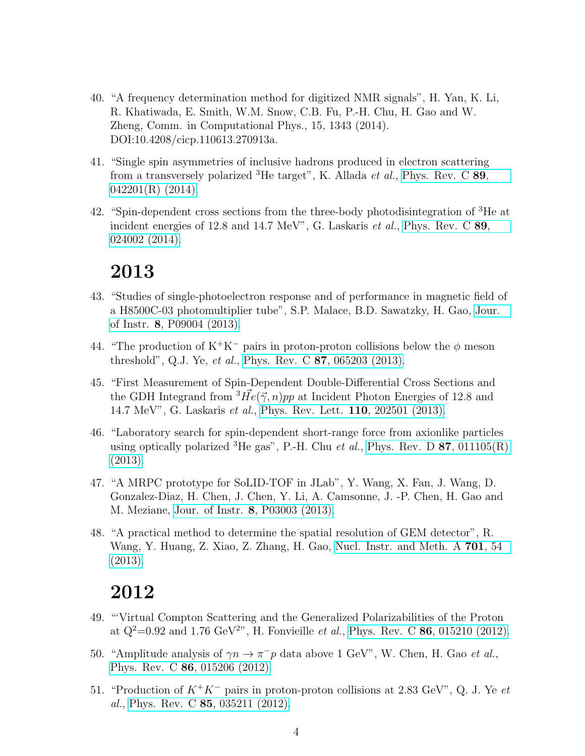40. "A frequency determination method for digitized NMR signals", H. Yan, K. Li, R. Khatiwada, E. Smith, W.M. Snow, C.B. Fu, P.-H. Chu, H. Gao and W. Zheng, Comm. in Computational Phys., 15, 1343 (2014). DOI:10.4208/cicp.110613.270913a.

41. "Single spin asymmetries of inclusive hadrons produced in electron scattering from a transversely polarized $^3$He target", K. Allada *et al.*, Phys. Rev. C **89**, 042201(R) (2014).

42. "Spin-dependent cross sections from the three-body photodisintegration of $^3$He at incident energies of 12.8 and 14.7 MeV", G. Laskaris *et al.*, Phys. Rev. C **89**, 024002 (2014).

# 2013

43. "Studies of single-photoelectron response and of performance in magnetic field of a H8500C-03 photomultiplier tube", S.P. Malace, B.D. Sawatzky, H. Gao, Jour. of Instr. **8**, P09004 (2013).

44. "The production of $K^+K^-$ pairs in proton-proton collisions below the $\phi$ meson threshold", Q.J. Ye, *et al.*, Phys. Rev. C **87**, 065203 (2013).

45. "First Measurement of Spin-Dependent Double-Differential Cross Sections and the GDH Integrand from $^3\vec{H}e(\vec{\gamma}, n)pp$ at Incident Photon Energies of 12.8 and 14.7 MeV", G. Laskaris *et al.*, Phys. Rev. Lett. **110**, 202501 (2013).

46. "Laboratory search for spin-dependent short-range force from axionlike particles using optically polarized $^3$He gas", P.-H. Chu *et al.*, Phys. Rev. D **87**, 011105(R) (2013).

47. "A MRPC prototype for SoLID-TOF in JLab", Y. Wang, X. Fan, J. Wang, D. Gonzalez-Diaz, H. Chen, J. Chen, Y. Li, A. Camsonne, J. -P. Chen, H. Gao and M. Meziane, Jour. of Instr. **8**, P03003 (2013).

48. "A practical method to determine the spatial resolution of GEM detector", R. Wang, Y. Huang, Z. Xiao, Z. Zhang, H. Gao, Nucl. Instr. and Meth. A **701**, 54 (2013).

# 2012

49. "'Virtual Compton Scattering and the Generalized Polarizabilities of the Proton at $Q^2$=0.92 and 1.76 GeV$^2$", H. Fonvieille *et al.*, Phys. Rev. C **86**, 015210 (2012).

50. "Amplitude analysis of $\gamma n \to \pi^- p$ data above 1 GeV", W. Chen, H. Gao *et al.*, Phys. Rev. C **86**, 015206 (2012).

51. "Production of $K^+K^-$ pairs in proton-proton collisions at 2.83 GeV", Q. J. Ye *et al.*, Phys. Rev. C **85**, 035211 (2012).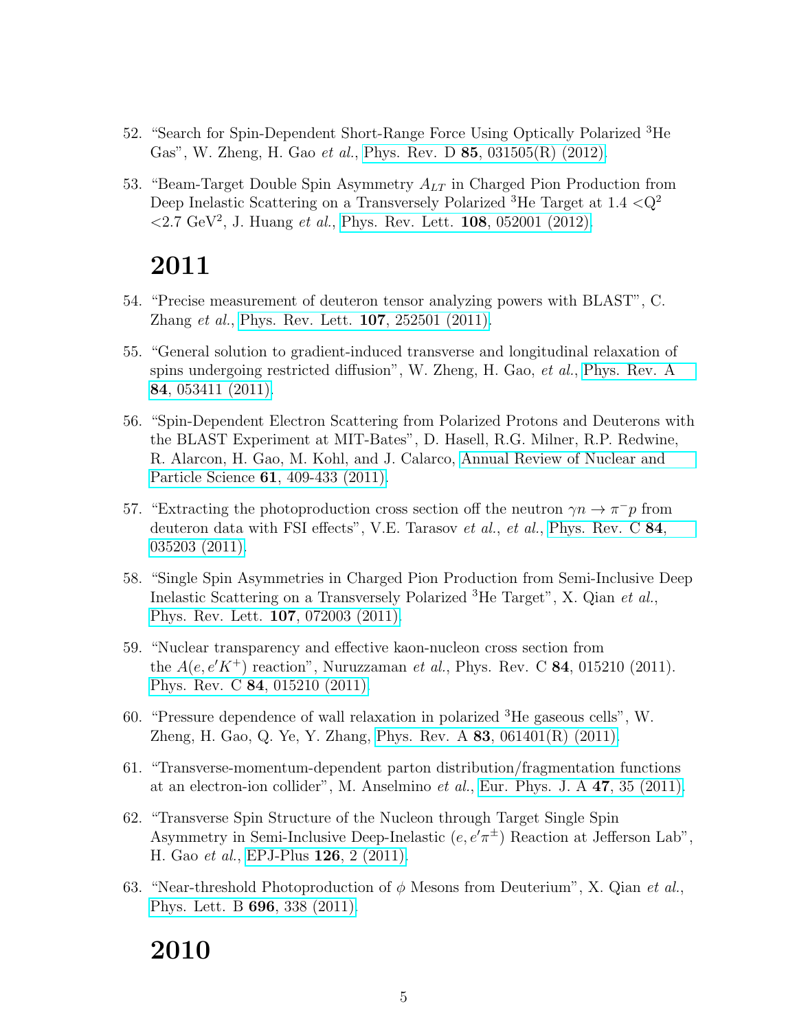52. "Search for Spin-Dependent Short-Range Force Using Optically Polarized $^3$He Gas", W. Zheng, H. Gao *et al.*, Phys. Rev. D **85**, 031505(R) (2012).

53. "Beam-Target Double Spin Asymmetry $A_{LT}$ in Charged Pion Production from Deep Inelastic Scattering on a Transversely Polarized $^3$He Target at 1.4 $<Q^2$ $<$2.7 GeV$^2$, J. Huang *et al.*, Phys. Rev. Lett. **108**, 052001 (2012).

# 2011

54. "Precise measurement of deuteron tensor analyzing powers with BLAST", C. Zhang *et al.*, Phys. Rev. Lett. **107**, 252501 (2011).

55. "General solution to gradient-induced transverse and longitudinal relaxation of spins undergoing restricted diffusion", W. Zheng, H. Gao, *et al.*, Phys. Rev. A **84**, 053411 (2011).

56. "Spin-Dependent Electron Scattering from Polarized Protons and Deuterons with the BLAST Experiment at MIT-Bates", D. Hasell, R.G. Milner, R.P. Redwine, R. Alarcon, H. Gao, M. Kohl, and J. Calarco, Annual Review of Nuclear and Particle Science **61**, 409-433 (2011).

57. "Extracting the photoproduction cross section off the neutron $\gamma n \rightarrow \pi^- p$ from deuteron data with FSI effects", V.E. Tarasov *et al.*, *et al.*, Phys. Rev. C **84**, 035203 (2011).

58. "Single Spin Asymmetries in Charged Pion Production from Semi-Inclusive Deep Inelastic Scattering on a Transversely Polarized $^3$He Target", X. Qian *et al.*, Phys. Rev. Lett. **107**, 072003 (2011).

59. "Nuclear transparency and effective kaon-nucleon cross section from the $A(e, e'K^+)$ reaction", Nuruzzaman *et al.*, Phys. Rev. C **84**, 015210 (2011). Phys. Rev. C **84**, 015210 (2011).

60. "Pressure dependence of wall relaxation in polarized $^3$He gaseous cells", W. Zheng, H. Gao, Q. Ye, Y. Zhang, Phys. Rev. A **83**, 061401(R) (2011).

61. "Transverse-momentum-dependent parton distribution/fragmentation functions at an electron-ion collider", M. Anselmino *et al.*, Eur. Phys. J. A **47**, 35 (2011).

62. "Transverse Spin Structure of the Nucleon through Target Single Spin Asymmetry in Semi-Inclusive Deep-Inelastic $(e, e'\pi^{\pm})$ Reaction at Jefferson Lab", H. Gao *et al.*, EPJ-Plus **126**, 2 (2011).

63. "Near-threshold Photoproduction of $\phi$ Mesons from Deuterium", X. Qian *et al.*, Phys. Lett. B **696**, 338 (2011).

# 2010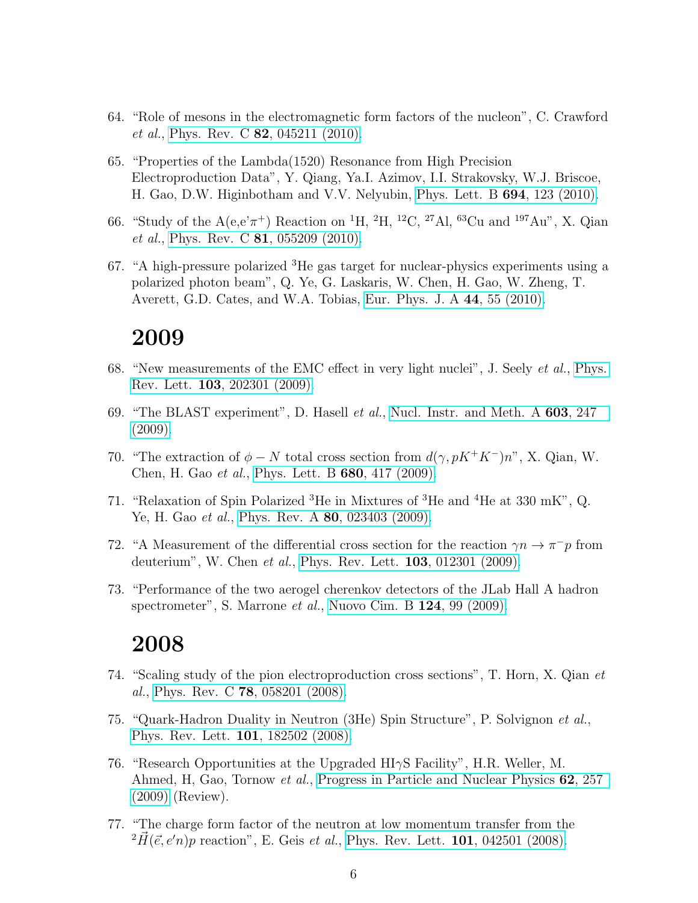64. "Role of mesons in the electromagnetic form factors of the nucleon", C. Crawford *et al.*, Phys. Rev. C **82**, 045211 (2010).

65. "Properties of the Lambda(1520) Resonance from High Precision Electroproduction Data", Y. Qiang, Ya.I. Azimov, I.I. Strakovsky, W.J. Briscoe, H. Gao, D.W. Higinbotham and V.V. Nelyubin, Phys. Lett. B **694**, 123 (2010).

66. "Study of the A(e,e'$\pi^+$) Reaction on $^1$H, $^2$H, $^{12}$C, $^{27}$Al, $^{63}$Cu and $^{197}$Au", X. Qian *et al.*, Phys. Rev. C **81**, 055209 (2010).

67. "A high-pressure polarized $^3$He gas target for nuclear-physics experiments using a polarized photon beam", Q. Ye, G. Laskaris, W. Chen, H. Gao, W. Zheng, T. Averett, G.D. Cates, and W.A. Tobias, Eur. Phys. J. A **44**, 55 (2010).

# 2009

68. "New measurements of the EMC effect in very light nuclei", J. Seely *et al.*, Phys. Rev. Lett. **103**, 202301 (2009).

69. "The BLAST experiment", D. Hasell *et al.*, Nucl. Instr. and Meth. A **603**, 247 (2009).

70. "The extraction of $\phi - N$ total cross section from $d(\gamma, pK^+K^-)n$", X. Qian, W. Chen, H. Gao *et al.*, Phys. Lett. B **680**, 417 (2009).

71. "Relaxation of Spin Polarized $^3$He in Mixtures of $^3$He and $^4$He at 330 mK", Q. Ye, H. Gao *et al.*, Phys. Rev. A **80**, 023403 (2009).

72. "A Measurement of the differential cross section for the reaction $\gamma n \to \pi^- p$ from deuterium", W. Chen *et al.*, Phys. Rev. Lett. **103**, 012301 (2009).

73. "Performance of the two aerogel cherenkov detectors of the JLab Hall A hadron spectrometer", S. Marrone *et al.*, Nuovo Cim. B **124**, 99 (2009).

# 2008

74. "Scaling study of the pion electroproduction cross sections", T. Horn, X. Qian *et al.*, Phys. Rev. C **78**, 058201 (2008).

75. "Quark-Hadron Duality in Neutron (3He) Spin Structure", P. Solvignon *et al.*, Phys. Rev. Lett. **101**, 182502 (2008).

76. "Research Opportunities at the Upgraded HI$\gamma$S Facility", H.R. Weller, M. Ahmed, H, Gao, Tornow *et al.*, Progress in Particle and Nuclear Physics **62**, 257 (2009) (Review).

77. "The charge form factor of the neutron at low momentum transfer from the $^2\vec{H}(\vec{e}, e'n)p$ reaction", E. Geis *et al.*, Phys. Rev. Lett. **101**, 042501 (2008).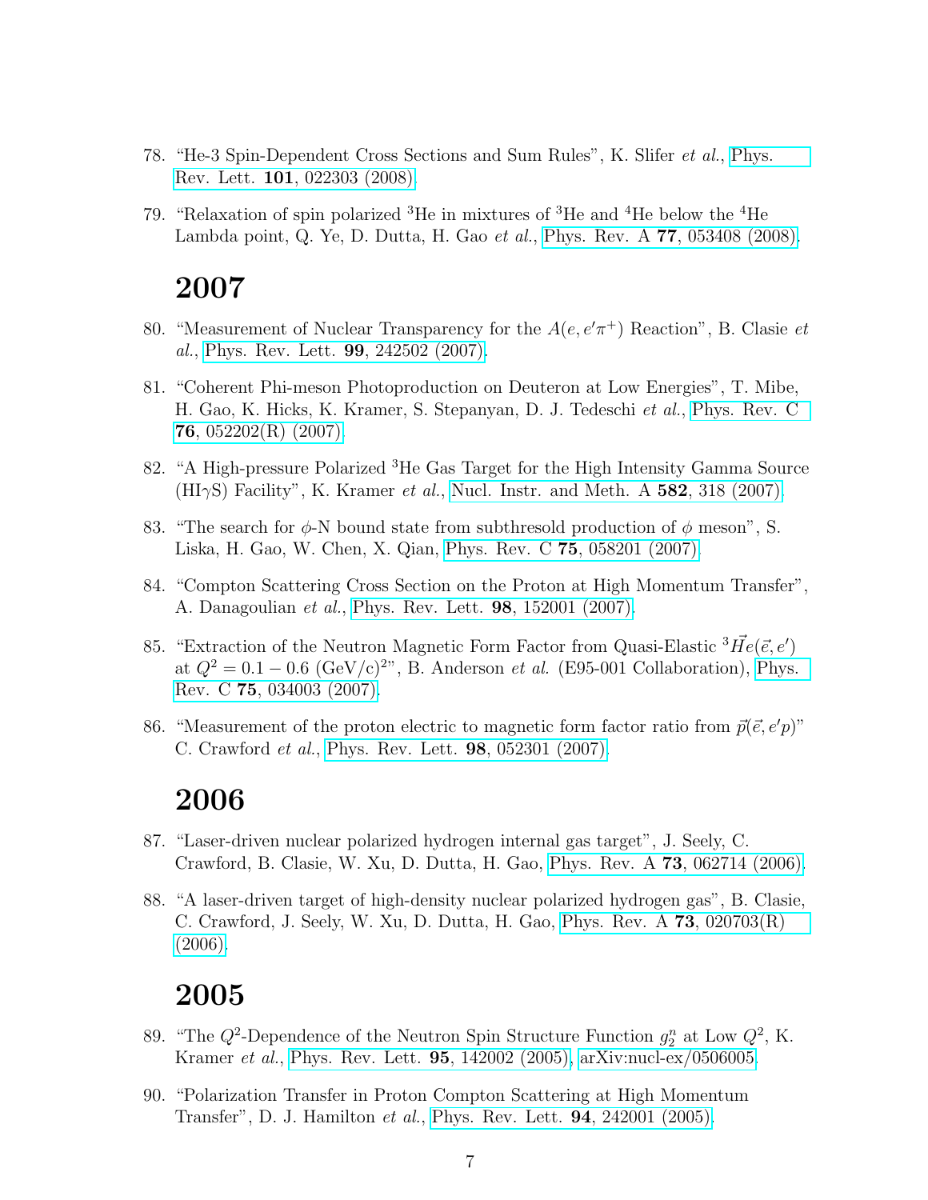78. "He-3 Spin-Dependent Cross Sections and Sum Rules", K. Slifer *et al.*, Phys. Rev. Lett. **101**, 022303 (2008).

79. "Relaxation of spin polarized $^3$He in mixtures of $^3$He and $^4$He below the $^4$He Lambda point, Q. Ye, D. Dutta, H. Gao *et al.*, Phys. Rev. A **77**, 053408 (2008).

# 2007

80. "Measurement of Nuclear Transparency for the $A(e, e'\pi^+)$ Reaction", B. Clasie *et al.*, Phys. Rev. Lett. **99**, 242502 (2007).

81. "Coherent Phi-meson Photoproduction on Deuteron at Low Energies", T. Mibe, H. Gao, K. Hicks, K. Kramer, S. Stepanyan, D. J. Tedeschi *et al.*, Phys. Rev. C **76**, 052202(R) (2007).

82. "A High-pressure Polarized $^3$He Gas Target for the High Intensity Gamma Source (HI$\gamma$S) Facility", K. Kramer *et al.*, Nucl. Instr. and Meth. A **582**, 318 (2007).

83. "The search for $\phi$-N bound state from subthresold production of $\phi$ meson", S. Liska, H. Gao, W. Chen, X. Qian, Phys. Rev. C **75**, 058201 (2007).

84. "Compton Scattering Cross Section on the Proton at High Momentum Transfer", A. Danagoulian *et al.*, Phys. Rev. Lett. **98**, 152001 (2007).

85. "Extraction of the Neutron Magnetic Form Factor from Quasi-Elastic $^3\vec{H}e(\vec{e}, e')$ at $Q^2 = 0.1 - 0.6$ (GeV/c)$^2$", B. Anderson *et al.* (E95-001 Collaboration), Phys. Rev. C **75**, 034003 (2007).

86. "Measurement of the proton electric to magnetic form factor ratio from $\vec{p}(\vec{e}, e'p)$" C. Crawford *et al.*, Phys. Rev. Lett. **98**, 052301 (2007).

# 2006

87. "Laser-driven nuclear polarized hydrogen internal gas target", J. Seely, C. Crawford, B. Clasie, W. Xu, D. Dutta, H. Gao, Phys. Rev. A **73**, 062714 (2006).

88. "A laser-driven target of high-density nuclear polarized hydrogen gas", B. Clasie, C. Crawford, J. Seely, W. Xu, D. Dutta, H. Gao, Phys. Rev. A **73**, 020703(R) (2006).

# 2005

89. "The $Q^2$-Dependence of the Neutron Spin Structure Function $g_2^n$ at Low $Q^2$, K. Kramer *et al.*, Phys. Rev. Lett. **95**, 142002 (2005), arXiv:nucl-ex/0506005.

90. "Polarization Transfer in Proton Compton Scattering at High Momentum Transfer", D. J. Hamilton *et al.*, Phys. Rev. Lett. **94**, 242001 (2005).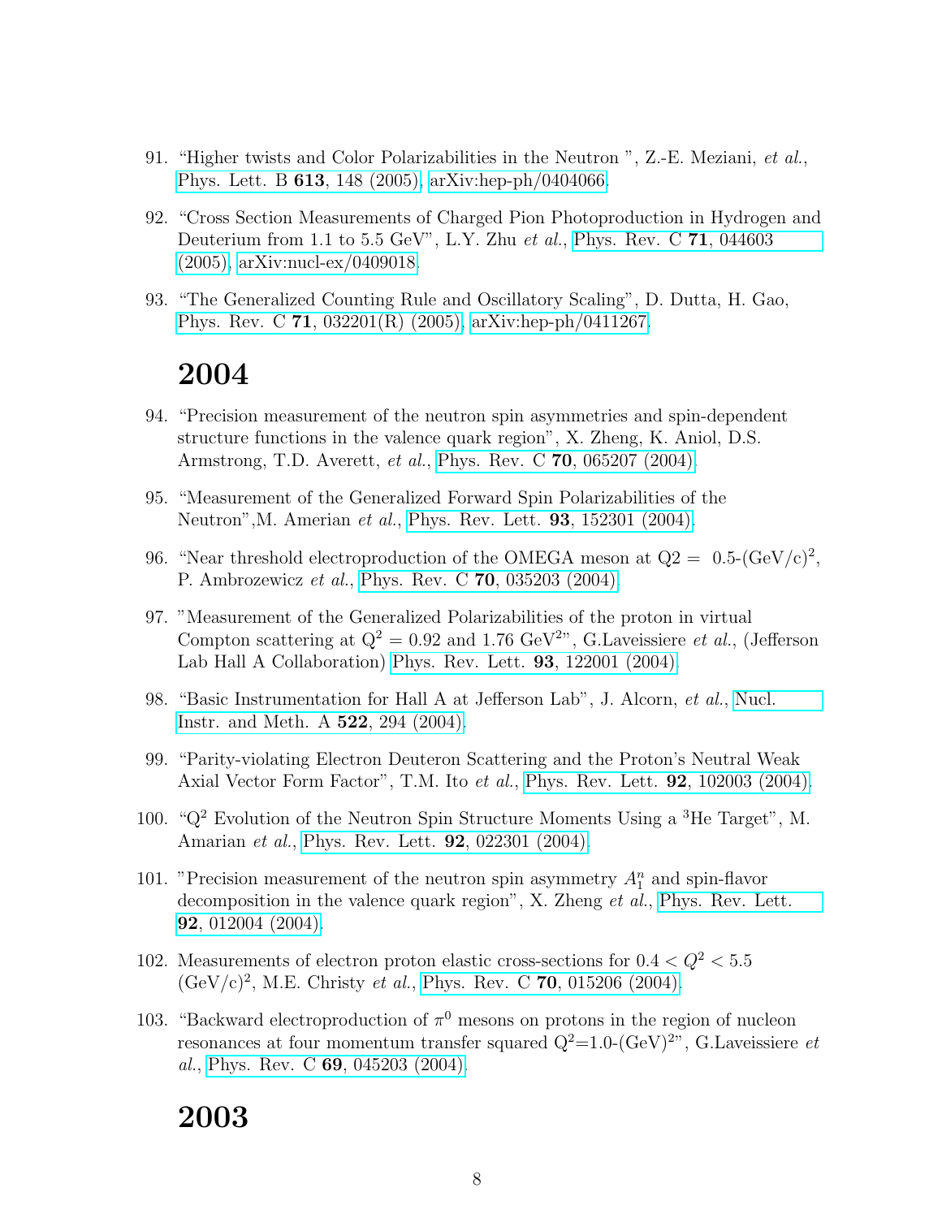91. "Higher twists and Color Polarizabilities in the Neutron ", Z.-E. Meziani, *et al.*, Phys. Lett. B **613**, 148 (2005), arXiv:hep-ph/0404066.

92. "Cross Section Measurements of Charged Pion Photoproduction in Hydrogen and Deuterium from 1.1 to 5.5 GeV", L.Y. Zhu *et al.*, Phys. Rev. C **71**, 044603 (2005), arXiv:nucl-ex/0409018.

93. "The Generalized Counting Rule and Oscillatory Scaling", D. Dutta, H. Gao, Phys. Rev. C **71**, 032201(R) (2005), arXiv:hep-ph/0411267.

# 2004

94. "Precision measurement of the neutron spin asymmetries and spin-dependent structure functions in the valence quark region", X. Zheng, K. Aniol, D.S. Armstrong, T.D. Averett, *et al.*, Phys. Rev. C **70**, 065207 (2004).

95. "Measurement of the Generalized Forward Spin Polarizabilities of the Neutron",M. Amerian *et al.*, Phys. Rev. Lett. **93**, 152301 (2004).

96. "Near threshold electroproduction of the OMEGA meson at Q2 = 0.5-$(\mathrm{GeV/c})^2$, P. Ambrozewicz *et al.*, Phys. Rev. C **70**, 035203 (2004).

97. "Measurement of the Generalized Polarizabilities of the proton in virtual Compton scattering at $Q^2 = 0.92$ and 1.76 $\mathrm{GeV}^2$", G.Laveissiere *et al.*, (Jefferson Lab Hall A Collaboration) Phys. Rev. Lett. **93**, 122001 (2004).

98. "Basic Instrumentation for Hall A at Jefferson Lab", J. Alcorn, *et al.*, Nucl. Instr. and Meth. A **522**, 294 (2004).

99. "Parity-violating Electron Deuteron Scattering and the Proton's Neutral Weak Axial Vector Form Factor", T.M. Ito *et al.*, Phys. Rev. Lett. **92**, 102003 (2004).

100. "$Q^2$ Evolution of the Neutron Spin Structure Moments Using a $^3$He Target", M. Amarian *et al.*, Phys. Rev. Lett. **92**, 022301 (2004).

101. "Precision measurement of the neutron spin asymmetry $A_1^n$ and spin-flavor decomposition in the valence quark region", X. Zheng *et al.*, Phys. Rev. Lett. **92**, 012004 (2004).

102. Measurements of electron proton elastic cross-sections for $0.4 < Q^2 < 5.5$ $(\mathrm{GeV/c})^2$, M.E. Christy *et al.*, Phys. Rev. C **70**, 015206 (2004).

103. "Backward electroproduction of $\pi^0$ mesons on protons in the region of nucleon resonances at four momentum transfer squared $Q^2$=1.0-$(\mathrm{GeV})^2$", G.Laveissiere *et al.*, Phys. Rev. C **69**, 045203 (2004).

# 2003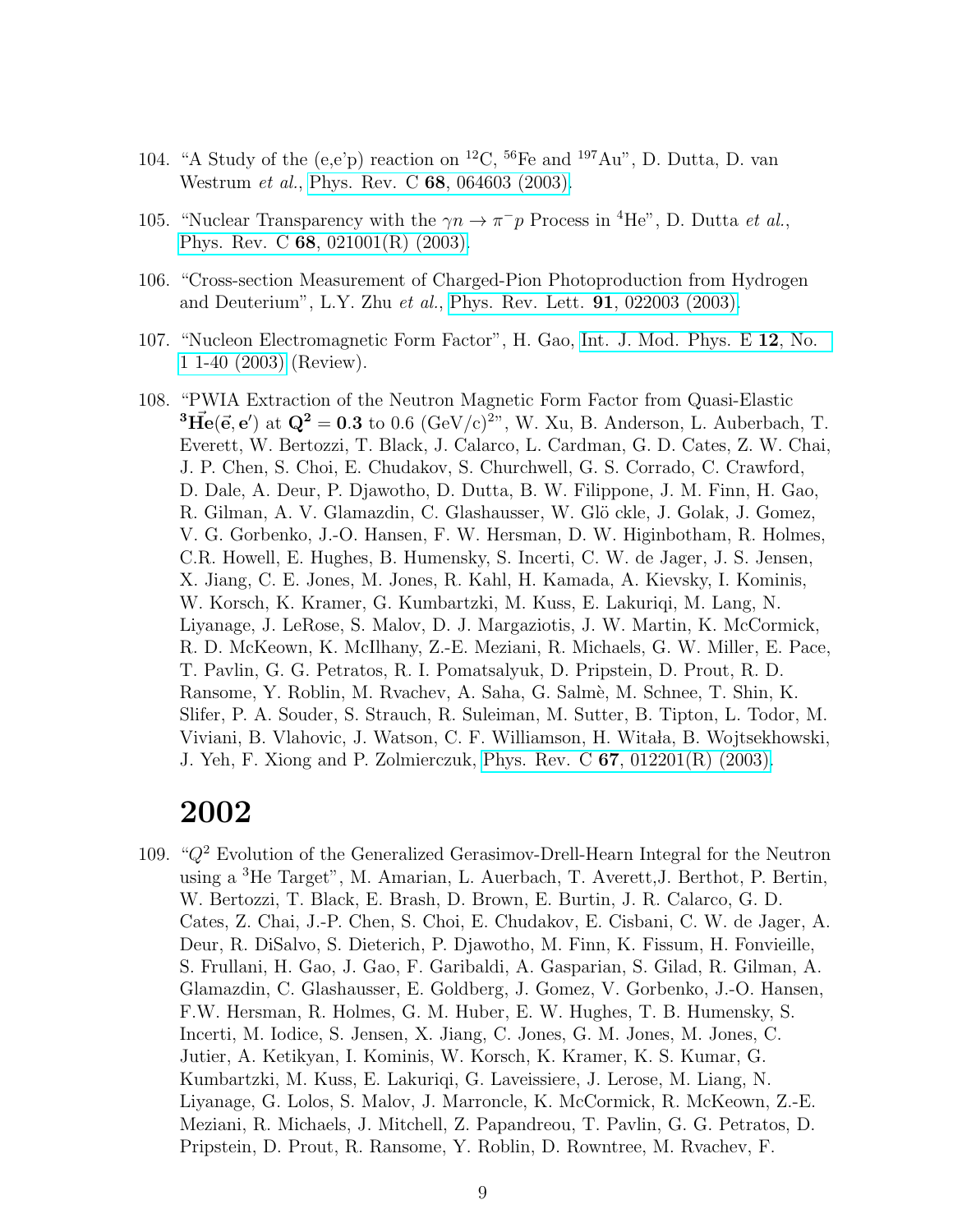104. "A Study of the (e,e'p) reaction on $^{12}$C, $^{56}$Fe and $^{197}$Au", D. Dutta, D. van Westrum *et al.*, Phys. Rev. C **68**, 064603 (2003).

105. "Nuclear Transparency with the $\gamma n \to \pi^- p$ Process in $^4$He", D. Dutta *et al.*, Phys. Rev. C **68**, 021001(R) (2003).

106. "Cross-section Measurement of Charged-Pion Photoproduction from Hydrogen and Deuterium", L.Y. Zhu *et al.*, Phys. Rev. Lett. **91**, 022003 (2003).

107. "Nucleon Electromagnetic Form Factor", H. Gao, Int. J. Mod. Phys. E **12**, No. 1 1-40 (2003) (Review).

108. "PWIA Extraction of the Neutron Magnetic Form Factor from Quasi-Elastic $\mathbf{^3\vec{He}(\vec{e}, e')}$ at $\mathbf{Q^2 = 0.3}$ to 0.6 (GeV/c)$^2$", W. Xu, B. Anderson, L. Auberbach, T. Everett, W. Bertozzi, T. Black, J. Calarco, L. Cardman, G. D. Cates, Z. W. Chai, J. P. Chen, S. Choi, E. Chudakov, S. Churchwell, G. S. Corrado, C. Crawford, D. Dale, A. Deur, P. Djawotho, D. Dutta, B. W. Filippone, J. M. Finn, H. Gao, R. Gilman, A. V. Glamazdin, C. Glashausser, W. Glö ckle, J. Golak, J. Gomez, V. G. Gorbenko, J.-O. Hansen, F. W. Hersman, D. W. Higinbotham, R. Holmes, C.R. Howell, E. Hughes, B. Humensky, S. Incerti, C. W. de Jager, J. S. Jensen, X. Jiang, C. E. Jones, M. Jones, R. Kahl, H. Kamada, A. Kievsky, I. Kominis, W. Korsch, K. Kramer, G. Kumbartzki, M. Kuss, E. Lakuriqi, M. Lang, N. Liyanage, J. LeRose, S. Malov, D. J. Margaziotis, J. W. Martin, K. McCormick, R. D. McKeown, K. McIlhany, Z.-E. Meziani, R. Michaels, G. W. Miller, E. Pace, T. Pavlin, G. G. Petratos, R. I. Pomatsalyuk, D. Pripstein, D. Prout, R. D. Ransome, Y. Roblin, M. Rvachev, A. Saha, G. Salmè, M. Schnee, T. Shin, K. Slifer, P. A. Souder, S. Strauch, R. Suleiman, M. Sutter, B. Tipton, L. Todor, M. Viviani, B. Vlahovic, J. Watson, C. F. Williamson, H. Witała, B. Wojtsekhowski, J. Yeh, F. Xiong and P. Zolmierczuk, Phys. Rev. C **67**, 012201(R) (2003).

# 2002

109. "$Q^2$ Evolution of the Generalized Gerasimov-Drell-Hearn Integral for the Neutron using a $^3$He Target", M. Amarian, L. Auerbach, T. Averett,J. Berthot, P. Bertin, W. Bertozzi, T. Black, E. Brash, D. Brown, E. Burtin, J. R. Calarco, G. D. Cates, Z. Chai, J.-P. Chen, S. Choi, E. Chudakov, E. Cisbani, C. W. de Jager, A. Deur, R. DiSalvo, S. Dieterich, P. Djawotho, M. Finn, K. Fissum, H. Fonvieille, S. Frullani, H. Gao, J. Gao, F. Garibaldi, A. Gasparian, S. Gilad, R. Gilman, A. Glamazdin, C. Glashausser, E. Goldberg, J. Gomez, V. Gorbenko, J.-O. Hansen, F.W. Hersman, R. Holmes, G. M. Huber, E. W. Hughes, T. B. Humensky, S. Incerti, M. Iodice, S. Jensen, X. Jiang, C. Jones, G. M. Jones, M. Jones, C. Jutier, A. Ketikyan, I. Kominis, W. Korsch, K. Kramer, K. S. Kumar, G. Kumbartzki, M. Kuss, E. Lakuriqi, G. Laveissiere, J. Lerose, M. Liang, N. Liyanage, G. Lolos, S. Malov, J. Marroncle, K. McCormick, R. McKeown, Z.-E. Meziani, R. Michaels, J. Mitchell, Z. Papandreou, T. Pavlin, G. G. Petratos, D. Pripstein, D. Prout, R. Ransome, Y. Roblin, D. Rowntree, M. Rvachev, F.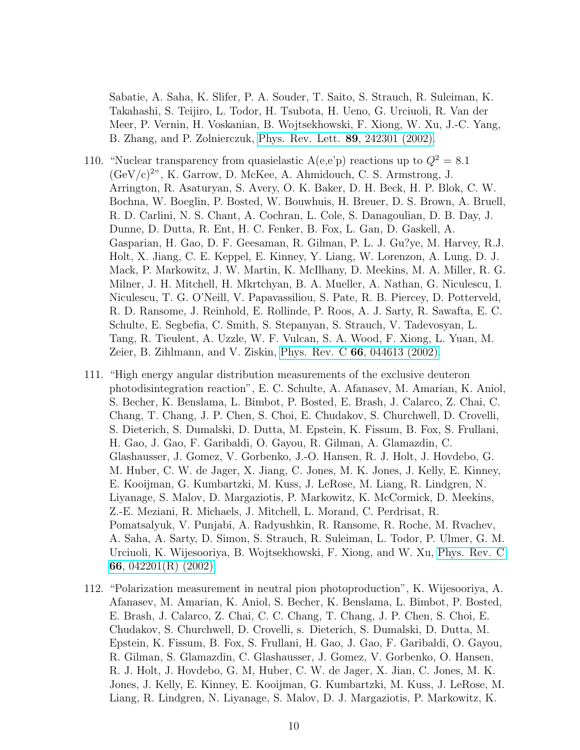Sabatie, A. Saha, K. Slifer, P. A. Souder, T. Saito, S. Strauch, R. Suleiman, K. Takahashi, S. Teijiro, L. Todor, H. Tsubota, H. Ueno, G. Urciuoli, R. Van der Meer, P. Vernin, H. Voskanian, B. Wojtsekhowski, F. Xiong, W. Xu, J.-C. Yang, B. Zhang, and P. Zolnierczuk, Phys. Rev. Lett. **89**, 242301 (2002).

110. "Nuclear transparency from quasielastic A(e,e'p) reactions up to $Q^2 = 8.1$ $(\mathrm{GeV/c})^2$", K. Garrow, D. McKee, A. Ahmidouch, C. S. Armstrong, J. Arrington, R. Asaturyan, S. Avery, O. K. Baker, D. H. Beck, H. P. Blok, C. W. Bochna, W. Boeglin, P. Bosted, W. Bouwhuis, H. Breuer, D. S. Brown, A. Bruell, R. D. Carlini, N. S. Chant, A. Cochran, L. Cole, S. Danagoulian, D. B. Day, J. Dunne, D. Dutta, R. Ent, H. C. Fenker, B. Fox, L. Gan, D. Gaskell, A. Gasparian, H. Gao, D. F. Geesaman, R. Gilman, P. L. J. Gu?ye, M. Harvey, R.J. Holt, X. Jiang, C. E. Keppel, E. Kinney, Y. Liang, W. Lorenzon, A. Lung, D. J. Mack, P. Markowitz, J. W. Martin, K. McIlhany, D. Meekins, M. A. Miller, R. G. Milner, J. H. Mitchell, H. Mkrtchyan, B. A. Mueller, A. Nathan, G. Niculescu, I. Niculescu, T. G. O'Neill, V. Papavassiliou, S. Pate, R. B. Piercey, D. Potterveld, R. D. Ransome, J. Reinhold, E. Rollinde, P. Roos, A. J. Sarty, R. Sawafta, E. C. Schulte, E. Segbefia, C. Smith, S. Stepanyan, S. Strauch, V. Tadevosyan, L. Tang, R. Tieulent, A. Uzzle, W. F. Vulcan, S. A. Wood, F. Xiong, L. Yuan, M. Zeier, B. Zihlmann, and V. Ziskin, Phys. Rev. C **66**, 044613 (2002).

111. "High energy angular distribution measurements of the exclusive deuteron photodisintegration reaction", E. C. Schulte, A. Afanasev, M. Amarian, K. Aniol, S. Becher, K. Benslama, L. Bimbot, P. Bosted, E. Brash, J. Calarco, Z. Chai, C. Chang, T. Chang, J. P. Chen, S. Choi, E. Chudakov, S. Churchwell, D. Crovelli, S. Dieterich, S. Dumalski, D. Dutta, M. Epstein, K. Fissum, B. Fox, S. Frullani, H. Gao, J. Gao, F. Garibaldi, O. Gayou, R. Gilman, A. Glamazdin, C. Glashausser, J. Gomez, V. Gorbenko, J.-O. Hansen, R. J. Holt, J. Hovdebo, G. M. Huber, C. W. de Jager, X. Jiang, C. Jones, M. K. Jones, J. Kelly, E. Kinney, E. Kooijman, G. Kumbartzki, M. Kuss, J. LeRose, M. Liang, R. Lindgren, N. Liyanage, S. Malov, D. Margaziotis, P. Markowitz, K. McCormick, D. Meekins, Z.-E. Meziani, R. Michaels, J. Mitchell, L. Morand, C. Perdrisat, R. Pomatsalyuk, V. Punjabi, A. Radyushkin, R. Ransome, R. Roche, M. Rvachev, A. Saha, A. Sarty, D. Simon, S. Strauch, R. Suleiman, L. Todor, P. Ulmer, G. M. Urciuoli, K. Wijesooriya, B. Wojtsekhowski, F. Xiong, and W. Xu, Phys. Rev. C **66**, 042201(R) (2002).

112. "Polarization measurement in neutral pion photoproduction", K. Wijesooriya, A. Afanasev, M. Amarian, K. Aniol, S. Becher, K. Benslama, L. Bimbot, P. Bosted, E. Brash, J. Calarco, Z. Chai, C. C. Chang, T. Chang, J. P. Chen, S. Choi, E. Chudakov, S. Churchwell, D. Crovelli, s. Dieterich, S. Dumalski, D. Dutta, M. Epstein, K. Fissum, B. Fox, S. Frullani, H. Gao, J. Gao, F. Garibaldi, O. Gayou, R. Gilman, S. Glamazdin, C. Glashausser, J. Gomez, V. Gorbenko, O. Hansen, R. J. Holt, J. Hovdebo, G. M, Huber, C. W. de Jager, X. Jian, C. Jones, M. K. Jones, J. Kelly, E. Kinney, E. Kooijman, G. Kumbartzki, M. Kuss, J. LeRose, M. Liang, R. Lindgren, N. Liyanage, S. Malov, D. J. Margaziotis, P. Markowitz, K.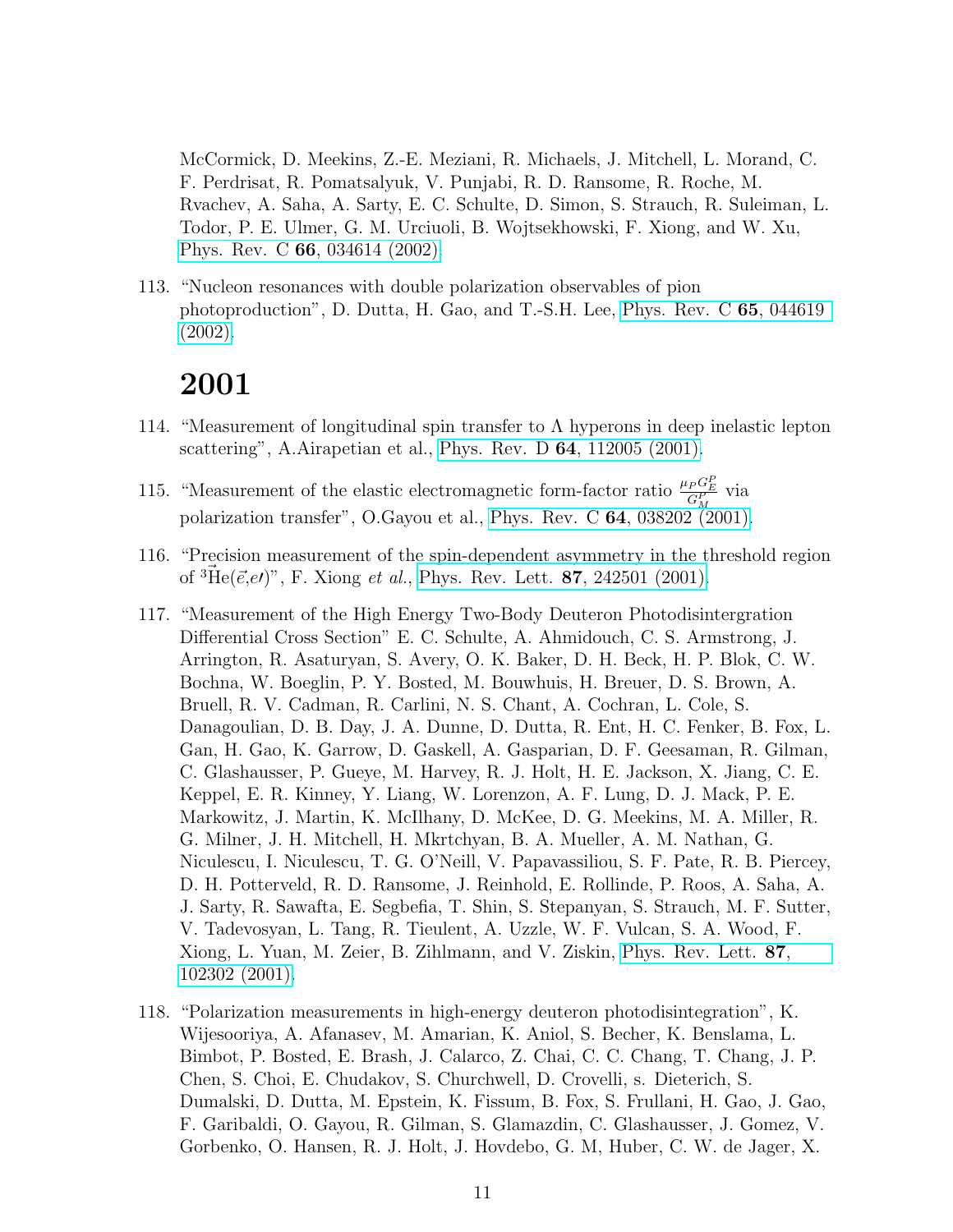McCormick, D. Meekins, Z.-E. Meziani, R. Michaels, J. Mitchell, L. Morand, C. F. Perdrisat, R. Pomatsalyuk, V. Punjabi, R. D. Ransome, R. Roche, M. Rvachev, A. Saha, A. Sarty, E. C. Schulte, D. Simon, S. Strauch, R. Suleiman, L. Todor, P. E. Ulmer, G. M. Urciuoli, B. Wojtsekhowski, F. Xiong, and W. Xu, Phys. Rev. C **66**, 034614 (2002).

113. "Nucleon resonances with double polarization observables of pion photoproduction", D. Dutta, H. Gao, and T.-S.H. Lee, Phys. Rev. C **65**, 044619 (2002).

# 2001

114. "Measurement of longitudinal spin transfer to $\Lambda$ hyperons in deep inelastic lepton scattering", A.Airapetian et al., Phys. Rev. D **64**, 112005 (2001).

115. "Measurement of the elastic electromagnetic form-factor ratio $\frac{\mu_P G_E^P}{G_M^P}$ via polarization transfer", O.Gayou et al., Phys. Rev. C **64**, 038202 (2001).

116. "Precision measurement of the spin-dependent asymmetry in the threshold region of $^3\vec{\mathrm{He}}(\vec{e},e\prime)$", F. Xiong *et al.*, Phys. Rev. Lett. **87**, 242501 (2001).

117. "Measurement of the High Energy Two-Body Deuteron Photodisintergration Differential Cross Section" E. C. Schulte, A. Ahmidouch, C. S. Armstrong, J. Arrington, R. Asaturyan, S. Avery, O. K. Baker, D. H. Beck, H. P. Blok, C. W. Bochna, W. Boeglin, P. Y. Bosted, M. Bouwhuis, H. Breuer, D. S. Brown, A. Bruell, R. V. Cadman, R. Carlini, N. S. Chant, A. Cochran, L. Cole, S. Danagoulian, D. B. Day, J. A. Dunne, D. Dutta, R. Ent, H. C. Fenker, B. Fox, L. Gan, H. Gao, K. Garrow, D. Gaskell, A. Gasparian, D. F. Geesaman, R. Gilman, C. Glashausser, P. Gueye, M. Harvey, R. J. Holt, H. E. Jackson, X. Jiang, C. E. Keppel, E. R. Kinney, Y. Liang, W. Lorenzon, A. F. Lung, D. J. Mack, P. E. Markowitz, J. Martin, K. McIlhany, D. McKee, D. G. Meekins, M. A. Miller, R. G. Milner, J. H. Mitchell, H. Mkrtchyan, B. A. Mueller, A. M. Nathan, G. Niculescu, I. Niculescu, T. G. O'Neill, V. Papavassiliou, S. F. Pate, R. B. Piercey, D. H. Potterveld, R. D. Ransome, J. Reinhold, E. Rollinde, P. Roos, A. Saha, A. J. Sarty, R. Sawafta, E. Segbefia, T. Shin, S. Stepanyan, S. Strauch, M. F. Sutter, V. Tadevosyan, L. Tang, R. Tieulent, A. Uzzle, W. F. Vulcan, S. A. Wood, F. Xiong, L. Yuan, M. Zeier, B. Zihlmann, and V. Ziskin, Phys. Rev. Lett. **87**, 102302 (2001).

118. "Polarization measurements in high-energy deuteron photodisintegration", K. Wijesooriya, A. Afanasev, M. Amarian, K. Aniol, S. Becher, K. Benslama, L. Bimbot, P. Bosted, E. Brash, J. Calarco, Z. Chai, C. C. Chang, T. Chang, J. P. Chen, S. Choi, E. Chudakov, S. Churchwell, D. Crovelli, s. Dieterich, S. Dumalski, D. Dutta, M. Epstein, K. Fissum, B. Fox, S. Frullani, H. Gao, J. Gao, F. Garibaldi, O. Gayou, R. Gilman, S. Glamazdin, C. Glashausser, J. Gomez, V. Gorbenko, O. Hansen, R. J. Holt, J. Hovdebo, G. M, Huber, C. W. de Jager, X.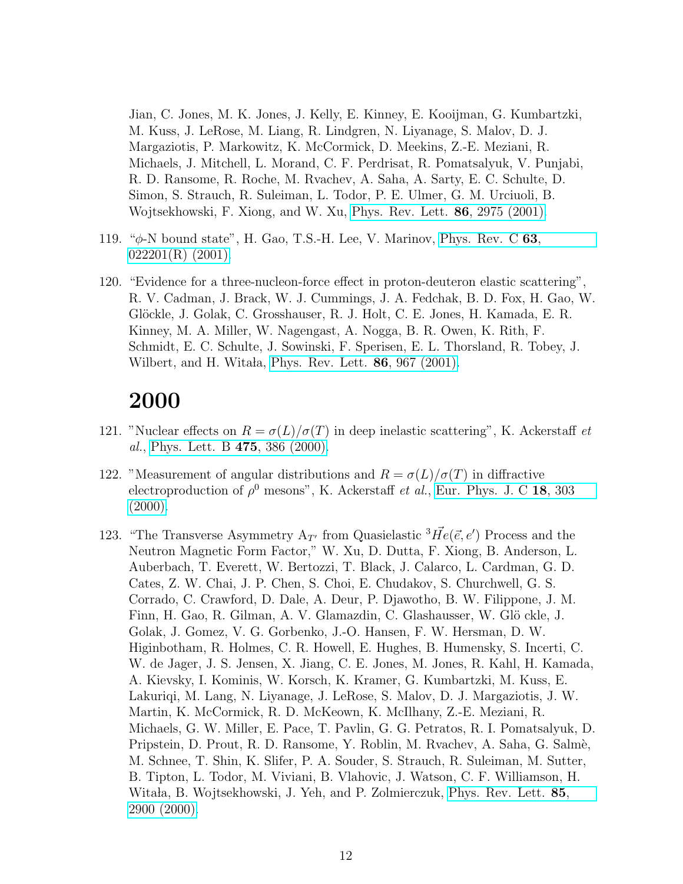Jian, C. Jones, M. K. Jones, J. Kelly, E. Kinney, E. Kooijman, G. Kumbartzki, M. Kuss, J. LeRose, M. Liang, R. Lindgren, N. Liyanage, S. Malov, D. J. Margaziotis, P. Markowitz, K. McCormick, D. Meekins, Z.-E. Meziani, R. Michaels, J. Mitchell, L. Morand, C. F. Perdrisat, R. Pomatsalyuk, V. Punjabi, R. D. Ransome, R. Roche, M. Rvachev, A. Saha, A. Sarty, E. C. Schulte, D. Simon, S. Strauch, R. Suleiman, L. Todor, P. E. Ulmer, G. M. Urciuoli, B. Wojtsekhowski, F. Xiong, and W. Xu, Phys. Rev. Lett. **86**, 2975 (2001).

119. "$\phi$-N bound state", H. Gao, T.S.-H. Lee, V. Marinov, Phys. Rev. C **63**, 022201(R) (2001).

120. "Evidence for a three-nucleon-force effect in proton-deuteron elastic scattering", R. V. Cadman, J. Brack, W. J. Cummings, J. A. Fedchak, B. D. Fox, H. Gao, W. Glöckle, J. Golak, C. Grosshauser, R. J. Holt, C. E. Jones, H. Kamada, E. R. Kinney, M. A. Miller, W. Nagengast, A. Nogga, B. R. Owen, K. Rith, F. Schmidt, E. C. Schulte, J. Sowinski, F. Sperisen, E. L. Thorsland, R. Tobey, J. Wilbert, and H. Witała, Phys. Rev. Lett. **86**, 967 (2001).

# 2000

121. "Nuclear effects on $R = \sigma(L)/\sigma(T)$ in deep inelastic scattering", K. Ackerstaff *et al.*, Phys. Lett. B **475**, 386 (2000).

122. "Measurement of angular distributions and $R = \sigma(L)/\sigma(T)$ in diffractive electroproduction of $\rho^0$ mesons", K. Ackerstaff *et al.*, Eur. Phys. J. C **18**, 303 (2000).

123. "The Transverse Asymmetry $A_{T'}$ from Quasielastic $^3\vec{H}e(\vec{e}, e')$ Process and the Neutron Magnetic Form Factor," W. Xu, D. Dutta, F. Xiong, B. Anderson, L. Auberbach, T. Everett, W. Bertozzi, T. Black, J. Calarco, L. Cardman, G. D. Cates, Z. W. Chai, J. P. Chen, S. Choi, E. Chudakov, S. Churchwell, G. S. Corrado, C. Crawford, D. Dale, A. Deur, P. Djawotho, B. W. Filippone, J. M. Finn, H. Gao, R. Gilman, A. V. Glamazdin, C. Glashausser, W. Glö ckle, J. Golak, J. Gomez, V. G. Gorbenko, J.-O. Hansen, F. W. Hersman, D. W. Higinbotham, R. Holmes, C. R. Howell, E. Hughes, B. Humensky, S. Incerti, C. W. de Jager, J. S. Jensen, X. Jiang, C. E. Jones, M. Jones, R. Kahl, H. Kamada, A. Kievsky, I. Kominis, W. Korsch, K. Kramer, G. Kumbartzki, M. Kuss, E. Lakuriqi, M. Lang, N. Liyanage, J. LeRose, S. Malov, D. J. Margaziotis, J. W. Martin, K. McCormick, R. D. McKeown, K. McIlhany, Z.-E. Meziani, R. Michaels, G. W. Miller, E. Pace, T. Pavlin, G. G. Petratos, R. I. Pomatsalyuk, D. Pripstein, D. Prout, R. D. Ransome, Y. Roblin, M. Rvachev, A. Saha, G. Salmè, M. Schnee, T. Shin, K. Slifer, P. A. Souder, S. Strauch, R. Suleiman, M. Sutter, B. Tipton, L. Todor, M. Viviani, B. Vlahovic, J. Watson, C. F. Williamson, H. Witała, B. Wojtsekhowski, J. Yeh, and P. Zolmierczuk, Phys. Rev. Lett. **85**, 2900 (2000).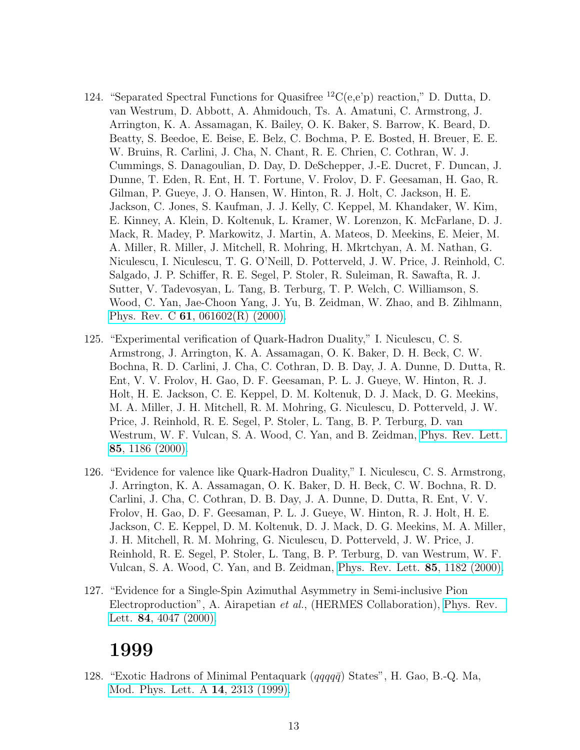124. "Separated Spectral Functions for Quasifree $^{12}$C(e,e'p) reaction," D. Dutta, D. van Westrum, D. Abbott, A. Ahmidouch, Ts. A. Amatuni, C. Armstrong, J. Arrington, K. A. Assamagan, K. Bailey, O. K. Baker, S. Barrow, K. Beard, D. Beatty, S. Beedoe, E. Beise, E. Belz, C. Bochma, P. E. Bosted, H. Breuer, E. E. W. Bruins, R. Carlini, J. Cha, N. Chant, R. E. Chrien, C. Cothran, W. J. Cummings, S. Danagoulian, D. Day, D. DeSchepper, J.-E. Ducret, F. Duncan, J. Dunne, T. Eden, R. Ent, H. T. Fortune, V. Frolov, D. F. Geesaman, H. Gao, R. Gilman, P. Gueye, J. O. Hansen, W. Hinton, R. J. Holt, C. Jackson, H. E. Jackson, C. Jones, S. Kaufman, J. J. Kelly, C. Keppel, M. Khandaker, W. Kim, E. Kinney, A. Klein, D. Koltenuk, L. Kramer, W. Lorenzon, K. McFarlane, D. J. Mack, R. Madey, P. Markowitz, J. Martin, A. Mateos, D. Meekins, E. Meier, M. A. Miller, R. Miller, J. Mitchell, R. Mohring, H. Mkrtchyan, A. M. Nathan, G. Niculescu, I. Niculescu, T. G. O'Neill, D. Potterveld, J. W. Price, J. Reinhold, C. Salgado, J. P. Schiffer, R. E. Segel, P. Stoler, R. Suleiman, R. Sawafta, R. J. Sutter, V. Tadevosyan, L. Tang, B. Terburg, T. P. Welch, C. Williamson, S. Wood, C. Yan, Jae-Choon Yang, J. Yu, B. Zeidman, W. Zhao, and B. Zihlmann, Phys. Rev. C **61**, 061602(R) (2000).

125. "Experimental verification of Quark-Hadron Duality," I. Niculescu, C. S. Armstrong, J. Arrington, K. A. Assamagan, O. K. Baker, D. H. Beck, C. W. Bochna, R. D. Carlini, J. Cha, C. Cothran, D. B. Day, J. A. Dunne, D. Dutta, R. Ent, V. V. Frolov, H. Gao, D. F. Geesaman, P. L. J. Gueye, W. Hinton, R. J. Holt, H. E. Jackson, C. E. Keppel, D. M. Koltenuk, D. J. Mack, D. G. Meekins, M. A. Miller, J. H. Mitchell, R. M. Mohring, G. Niculescu, D. Potterveld, J. W. Price, J. Reinhold, R. E. Segel, P. Stoler, L. Tang, B. P. Terburg, D. van Westrum, W. F. Vulcan, S. A. Wood, C. Yan, and B. Zeidman, Phys. Rev. Lett. **85**, 1186 (2000).

126. "Evidence for valence like Quark-Hadron Duality," I. Niculescu, C. S. Armstrong, J. Arrington, K. A. Assamagan, O. K. Baker, D. H. Beck, C. W. Bochna, R. D. Carlini, J. Cha, C. Cothran, D. B. Day, J. A. Dunne, D. Dutta, R. Ent, V. V. Frolov, H. Gao, D. F. Geesaman, P. L. J. Gueye, W. Hinton, R. J. Holt, H. E. Jackson, C. E. Keppel, D. M. Koltenuk, D. J. Mack, D. G. Meekins, M. A. Miller, J. H. Mitchell, R. M. Mohring, G. Niculescu, D. Potterveld, J. W. Price, J. Reinhold, R. E. Segel, P. Stoler, L. Tang, B. P. Terburg, D. van Westrum, W. F. Vulcan, S. A. Wood, C. Yan, and B. Zeidman, Phys. Rev. Lett. **85**, 1182 (2000).

127. "Evidence for a Single-Spin Azimuthal Asymmetry in Semi-inclusive Pion Electroproduction", A. Airapetian *et al.*, (HERMES Collaboration), Phys. Rev. Lett. **84**, 4047 (2000).

# 1999

128. "Exotic Hadrons of Minimal Pentaquark ($qqqq\bar{q}$) States", H. Gao, B.-Q. Ma, Mod. Phys. Lett. A **14**, 2313 (1999).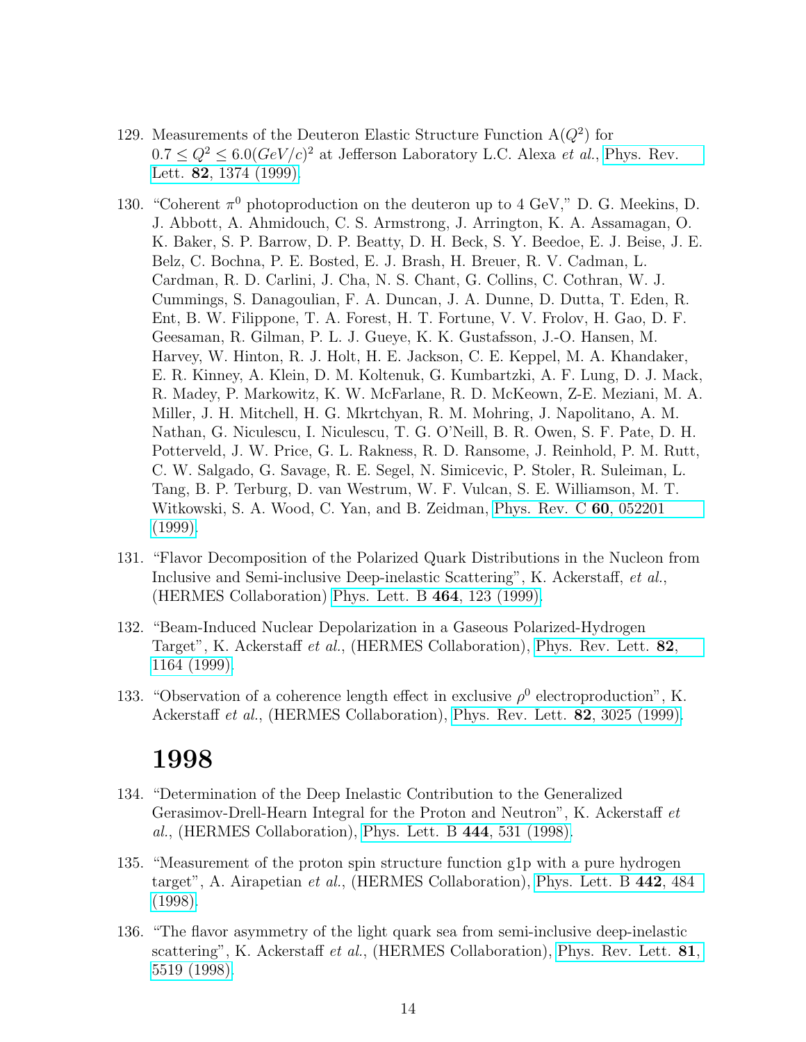129. Measurements of the Deuteron Elastic Structure Function A($Q^2$) for $0.7 \leq Q^2 \leq 6.0(GeV/c)^2$ at Jefferson Laboratory L.C. Alexa *et al.*, Phys. Rev. Lett. **82**, 1374 (1999).

130. "Coherent $\pi^0$ photoproduction on the deuteron up to 4 GeV," D. G. Meekins, D. J. Abbott, A. Ahmidouch, C. S. Armstrong, J. Arrington, K. A. Assamagan, O. K. Baker, S. P. Barrow, D. P. Beatty, D. H. Beck, S. Y. Beedoe, E. J. Beise, J. E. Belz, C. Bochna, P. E. Bosted, E. J. Brash, H. Breuer, R. V. Cadman, L. Cardman, R. D. Carlini, J. Cha, N. S. Chant, G. Collins, C. Cothran, W. J. Cummings, S. Danagoulian, F. A. Duncan, J. A. Dunne, D. Dutta, T. Eden, R. Ent, B. W. Filippone, T. A. Forest, H. T. Fortune, V. V. Frolov, H. Gao, D. F. Geesaman, R. Gilman, P. L. J. Gueye, K. K. Gustafsson, J.-O. Hansen, M. Harvey, W. Hinton, R. J. Holt, H. E. Jackson, C. E. Keppel, M. A. Khandaker, E. R. Kinney, A. Klein, D. M. Koltenuk, G. Kumbartzki, A. F. Lung, D. J. Mack, R. Madey, P. Markowitz, K. W. McFarlane, R. D. McKeown, Z-E. Meziani, M. A. Miller, J. H. Mitchell, H. G. Mkrtchyan, R. M. Mohring, J. Napolitano, A. M. Nathan, G. Niculescu, I. Niculescu, T. G. O'Neill, B. R. Owen, S. F. Pate, D. H. Potterveld, J. W. Price, G. L. Rakness, R. D. Ransome, J. Reinhold, P. M. Rutt, C. W. Salgado, G. Savage, R. E. Segel, N. Simicevic, P. Stoler, R. Suleiman, L. Tang, B. P. Terburg, D. van Westrum, W. F. Vulcan, S. E. Williamson, M. T. Witkowski, S. A. Wood, C. Yan, and B. Zeidman, Phys. Rev. C **60**, 052201 (1999).

131. "Flavor Decomposition of the Polarized Quark Distributions in the Nucleon from Inclusive and Semi-inclusive Deep-inelastic Scattering", K. Ackerstaff, *et al.*, (HERMES Collaboration) Phys. Lett. B **464**, 123 (1999).

132. "Beam-Induced Nuclear Depolarization in a Gaseous Polarized-Hydrogen Target", K. Ackerstaff *et al.*, (HERMES Collaboration), Phys. Rev. Lett. **82**, 1164 (1999).

133. "Observation of a coherence length effect in exclusive $\rho^0$ electroproduction", K. Ackerstaff *et al.*, (HERMES Collaboration), Phys. Rev. Lett. **82**, 3025 (1999).

# 1998

134. "Determination of the Deep Inelastic Contribution to the Generalized Gerasimov-Drell-Hearn Integral for the Proton and Neutron", K. Ackerstaff *et al.*, (HERMES Collaboration), Phys. Lett. B **444**, 531 (1998).

135. "Measurement of the proton spin structure function g1p with a pure hydrogen target", A. Airapetian *et al.*, (HERMES Collaboration), Phys. Lett. B **442**, 484 (1998).

136. "The flavor asymmetry of the light quark sea from semi-inclusive deep-inelastic scattering", K. Ackerstaff *et al.*, (HERMES Collaboration), Phys. Rev. Lett. **81**, 5519 (1998).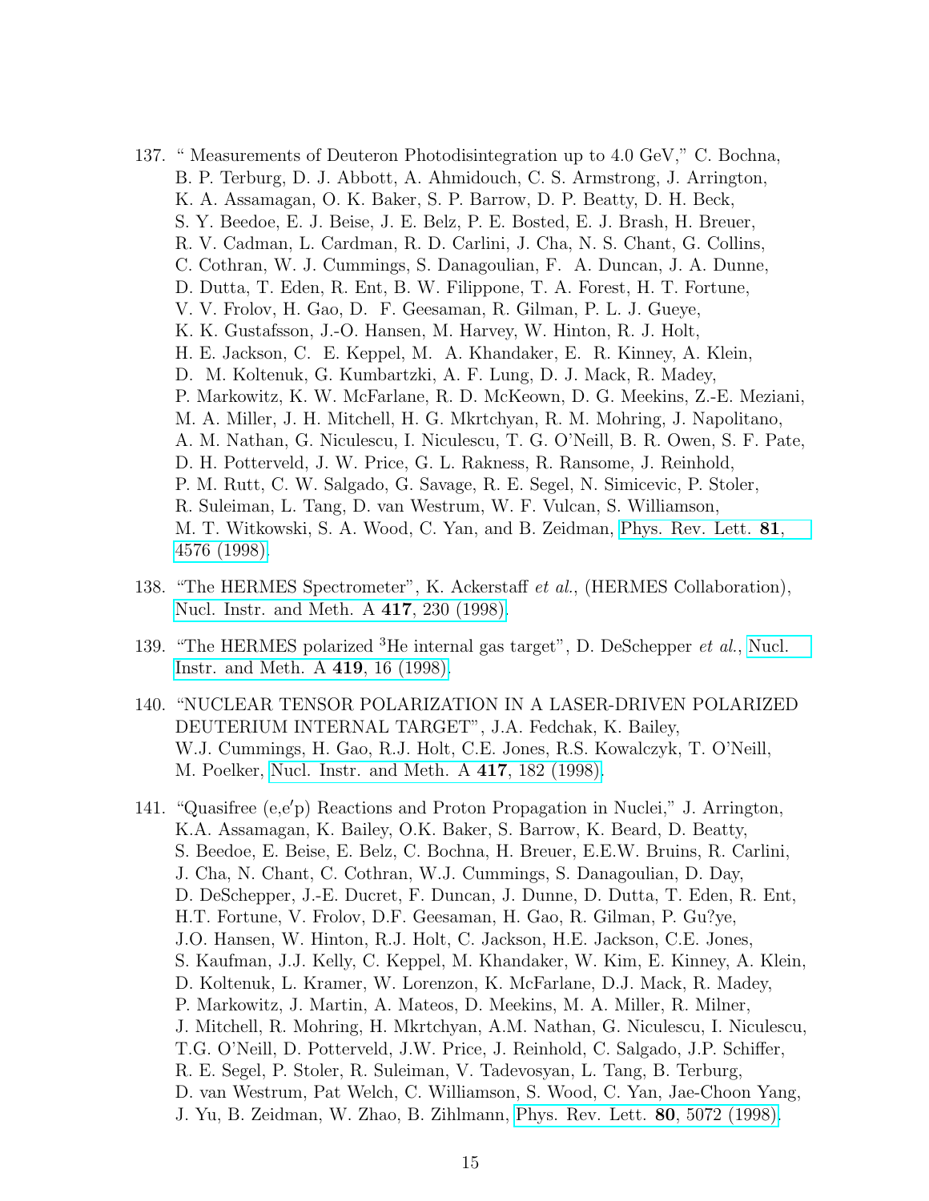137. " Measurements of Deuteron Photodisintegration up to 4.0 GeV," C. Bochna, B. P. Terburg, D. J. Abbott, A. Ahmidouch, C. S. Armstrong, J. Arrington, K. A. Assamagan, O. K. Baker, S. P. Barrow, D. P. Beatty, D. H. Beck, S. Y. Beedoe, E. J. Beise, J. E. Belz, P. E. Bosted, E. J. Brash, H. Breuer, R. V. Cadman, L. Cardman, R. D. Carlini, J. Cha, N. S. Chant, G. Collins, C. Cothran, W. J. Cummings, S. Danagoulian, F. A. Duncan, J. A. Dunne, D. Dutta, T. Eden, R. Ent, B. W. Filippone, T. A. Forest, H. T. Fortune, V. V. Frolov, H. Gao, D. F. Geesaman, R. Gilman, P. L. J. Gueye, K. K. Gustafsson, J.-O. Hansen, M. Harvey, W. Hinton, R. J. Holt, H. E. Jackson, C. E. Keppel, M. A. Khandaker, E. R. Kinney, A. Klein, D. M. Koltenuk, G. Kumbartzki, A. F. Lung, D. J. Mack, R. Madey, P. Markowitz, K. W. McFarlane, R. D. McKeown, D. G. Meekins, Z.-E. Meziani, M. A. Miller, J. H. Mitchell, H. G. Mkrtchyan, R. M. Mohring, J. Napolitano, A. M. Nathan, G. Niculescu, I. Niculescu, T. G. O'Neill, B. R. Owen, S. F. Pate, D. H. Potterveld, J. W. Price, G. L. Rakness, R. Ransome, J. Reinhold, P. M. Rutt, C. W. Salgado, G. Savage, R. E. Segel, N. Simicevic, P. Stoler, R. Suleiman, L. Tang, D. van Westrum, W. F. Vulcan, S. Williamson, M. T. Witkowski, S. A. Wood, C. Yan, and B. Zeidman, Phys. Rev. Lett. **81**, 4576 (1998).

138. "The HERMES Spectrometer", K. Ackerstaff *et al.*, (HERMES Collaboration), Nucl. Instr. and Meth. A **417**, 230 (1998).

139. "The HERMES polarized $^3$He internal gas target", D. DeSchepper *et al.*, Nucl. Instr. and Meth. A **419**, 16 (1998).

140. "NUCLEAR TENSOR POLARIZATION IN A LASER-DRIVEN POLARIZED DEUTERIUM INTERNAL TARGET", J.A. Fedchak, K. Bailey, W.J. Cummings, H. Gao, R.J. Holt, C.E. Jones, R.S. Kowalczyk, T. O'Neill, M. Poelker, Nucl. Instr. and Meth. A **417**, 182 (1998).

141. "Quasifree (e,e′p) Reactions and Proton Propagation in Nuclei," J. Arrington, K.A. Assamagan, K. Bailey, O.K. Baker, S. Barrow, K. Beard, D. Beatty, S. Beedoe, E. Beise, E. Belz, C. Bochna, H. Breuer, E.E.W. Bruins, R. Carlini, J. Cha, N. Chant, C. Cothran, W.J. Cummings, S. Danagoulian, D. Day, D. DeSchepper, J.-E. Ducret, F. Duncan, J. Dunne, D. Dutta, T. Eden, R. Ent, H.T. Fortune, V. Frolov, D.F. Geesaman, H. Gao, R. Gilman, P. Gu?ye, J.O. Hansen, W. Hinton, R.J. Holt, C. Jackson, H.E. Jackson, C.E. Jones, S. Kaufman, J.J. Kelly, C. Keppel, M. Khandaker, W. Kim, E. Kinney, A. Klein, D. Koltenuk, L. Kramer, W. Lorenzon, K. McFarlane, D.J. Mack, R. Madey, P. Markowitz, J. Martin, A. Mateos, D. Meekins, M. A. Miller, R. Milner, J. Mitchell, R. Mohring, H. Mkrtchyan, A.M. Nathan, G. Niculescu, I. Niculescu, T.G. O'Neill, D. Potterveld, J.W. Price, J. Reinhold, C. Salgado, J.P. Schiffer, R. E. Segel, P. Stoler, R. Suleiman, V. Tadevosyan, L. Tang, B. Terburg, D. van Westrum, Pat Welch, C. Williamson, S. Wood, C. Yan, Jae-Choon Yang, J. Yu, B. Zeidman, W. Zhao, B. Zihlmann, Phys. Rev. Lett. **80**, 5072 (1998).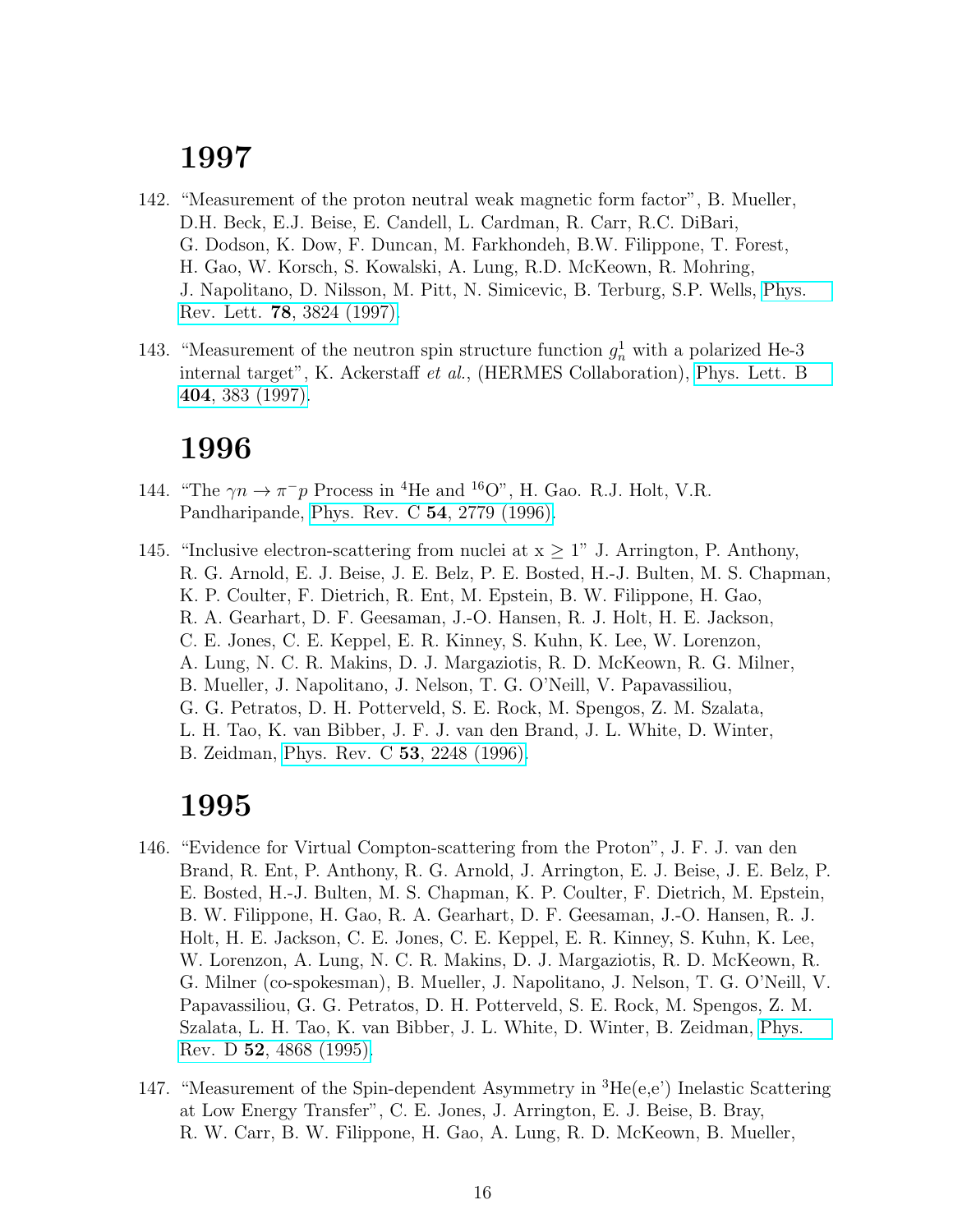# 1997

142. "Measurement of the proton neutral weak magnetic form factor", B. Mueller, D.H. Beck, E.J. Beise, E. Candell, L. Cardman, R. Carr, R.C. DiBari, G. Dodson, K. Dow, F. Duncan, M. Farkhondeh, B.W. Filippone, T. Forest, H. Gao, W. Korsch, S. Kowalski, A. Lung, R.D. McKeown, R. Mohring, J. Napolitano, D. Nilsson, M. Pitt, N. Simicevic, B. Terburg, S.P. Wells, Phys. Rev. Lett. **78**, 3824 (1997).

143. "Measurement of the neutron spin structure function $g_n^1$ with a polarized He-3 internal target", K. Ackerstaff *et al.*, (HERMES Collaboration), Phys. Lett. B **404**, 383 (1997).

# 1996

144. "The $\gamma n \to \pi^- p$ Process in $^4$He and $^{16}$O", H. Gao. R.J. Holt, V.R. Pandharipande, Phys. Rev. C **54**, 2779 (1996).

145. "Inclusive electron-scattering from nuclei at x $\geq$ 1" J. Arrington, P. Anthony, R. G. Arnold, E. J. Beise, J. E. Belz, P. E. Bosted, H.-J. Bulten, M. S. Chapman, K. P. Coulter, F. Dietrich, R. Ent, M. Epstein, B. W. Filippone, H. Gao, R. A. Gearhart, D. F. Geesaman, J.-O. Hansen, R. J. Holt, H. E. Jackson, C. E. Jones, C. E. Keppel, E. R. Kinney, S. Kuhn, K. Lee, W. Lorenzon, A. Lung, N. C. R. Makins, D. J. Margaziotis, R. D. McKeown, R. G. Milner, B. Mueller, J. Napolitano, J. Nelson, T. G. O'Neill, V. Papavassiliou, G. G. Petratos, D. H. Potterveld, S. E. Rock, M. Spengos, Z. M. Szalata, L. H. Tao, K. van Bibber, J. F. J. van den Brand, J. L. White, D. Winter, B. Zeidman, Phys. Rev. C **53**, 2248 (1996).

# 1995

146. "Evidence for Virtual Compton-scattering from the Proton", J. F. J. van den Brand, R. Ent, P. Anthony, R. G. Arnold, J. Arrington, E. J. Beise, J. E. Belz, P. E. Bosted, H.-J. Bulten, M. S. Chapman, K. P. Coulter, F. Dietrich, M. Epstein, B. W. Filippone, H. Gao, R. A. Gearhart, D. F. Geesaman, J.-O. Hansen, R. J. Holt, H. E. Jackson, C. E. Jones, C. E. Keppel, E. R. Kinney, S. Kuhn, K. Lee, W. Lorenzon, A. Lung, N. C. R. Makins, D. J. Margaziotis, R. D. McKeown, R. G. Milner (co-spokesman), B. Mueller, J. Napolitano, J. Nelson, T. G. O'Neill, V. Papavassiliou, G. G. Petratos, D. H. Potterveld, S. E. Rock, M. Spengos, Z. M. Szalata, L. H. Tao, K. van Bibber, J. L. White, D. Winter, B. Zeidman, Phys. Rev. D **52**, 4868 (1995).

147. "Measurement of the Spin-dependent Asymmetry in $^3$He(e,e') Inelastic Scattering at Low Energy Transfer", C. E. Jones, J. Arrington, E. J. Beise, B. Bray, R. W. Carr, B. W. Filippone, H. Gao, A. Lung, R. D. McKeown, B. Mueller,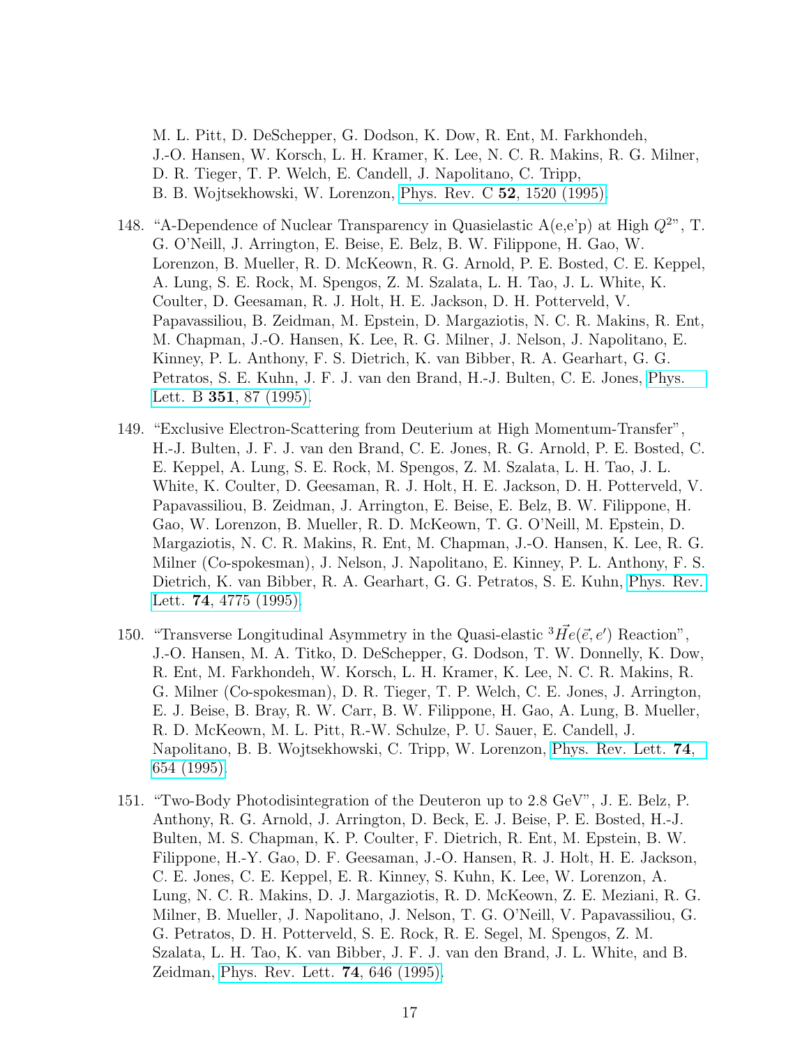M. L. Pitt, D. DeSchepper, G. Dodson, K. Dow, R. Ent, M. Farkhondeh, J.-O. Hansen, W. Korsch, L. H. Kramer, K. Lee, N. C. R. Makins, R. G. Milner, D. R. Tieger, T. P. Welch, E. Candell, J. Napolitano, C. Tripp, B. B. Wojtsekhowski, W. Lorenzon, Phys. Rev. C **52**, 1520 (1995).

148. "A-Dependence of Nuclear Transparency in Quasielastic A(e,e'p) at High $Q^2$", T. G. O'Neill, J. Arrington, E. Beise, E. Belz, B. W. Filippone, H. Gao, W. Lorenzon, B. Mueller, R. D. McKeown, R. G. Arnold, P. E. Bosted, C. E. Keppel, A. Lung, S. E. Rock, M. Spengos, Z. M. Szalata, L. H. Tao, J. L. White, K. Coulter, D. Geesaman, R. J. Holt, H. E. Jackson, D. H. Potterveld, V. Papavassiliou, B. Zeidman, M. Epstein, D. Margaziotis, N. C. R. Makins, R. Ent, M. Chapman, J.-O. Hansen, K. Lee, R. G. Milner, J. Nelson, J. Napolitano, E. Kinney, P. L. Anthony, F. S. Dietrich, K. van Bibber, R. A. Gearhart, G. G. Petratos, S. E. Kuhn, J. F. J. van den Brand, H.-J. Bulten, C. E. Jones, Phys. Lett. B **351**, 87 (1995).

149. "Exclusive Electron-Scattering from Deuterium at High Momentum-Transfer", H.-J. Bulten, J. F. J. van den Brand, C. E. Jones, R. G. Arnold, P. E. Bosted, C. E. Keppel, A. Lung, S. E. Rock, M. Spengos, Z. M. Szalata, L. H. Tao, J. L. White, K. Coulter, D. Geesaman, R. J. Holt, H. E. Jackson, D. H. Potterveld, V. Papavassiliou, B. Zeidman, J. Arrington, E. Beise, E. Belz, B. W. Filippone, H. Gao, W. Lorenzon, B. Mueller, R. D. McKeown, T. G. O'Neill, M. Epstein, D. Margaziotis, N. C. R. Makins, R. Ent, M. Chapman, J.-O. Hansen, K. Lee, R. G. Milner (Co-spokesman), J. Nelson, J. Napolitano, E. Kinney, P. L. Anthony, F. S. Dietrich, K. van Bibber, R. A. Gearhart, G. G. Petratos, S. E. Kuhn, Phys. Rev. Lett. **74**, 4775 (1995).

150. "Transverse Longitudinal Asymmetry in the Quasi-elastic ${}^3\vec{H}e(\vec{e},e')$ Reaction", J.-O. Hansen, M. A. Titko, D. DeSchepper, G. Dodson, T. W. Donnelly, K. Dow, R. Ent, M. Farkhondeh, W. Korsch, L. H. Kramer, K. Lee, N. C. R. Makins, R. G. Milner (Co-spokesman), D. R. Tieger, T. P. Welch, C. E. Jones, J. Arrington, E. J. Beise, B. Bray, R. W. Carr, B. W. Filippone, H. Gao, A. Lung, B. Mueller, R. D. McKeown, M. L. Pitt, R.-W. Schulze, P. U. Sauer, E. Candell, J. Napolitano, B. B. Wojtsekhowski, C. Tripp, W. Lorenzon, Phys. Rev. Lett. **74**, 654 (1995).

151. "Two-Body Photodisintegration of the Deuteron up to 2.8 GeV", J. E. Belz, P. Anthony, R. G. Arnold, J. Arrington, D. Beck, E. J. Beise, P. E. Bosted, H.-J. Bulten, M. S. Chapman, K. P. Coulter, F. Dietrich, R. Ent, M. Epstein, B. W. Filippone, H.-Y. Gao, D. F. Geesaman, J.-O. Hansen, R. J. Holt, H. E. Jackson, C. E. Jones, C. E. Keppel, E. R. Kinney, S. Kuhn, K. Lee, W. Lorenzon, A. Lung, N. C. R. Makins, D. J. Margaziotis, R. D. McKeown, Z. E. Meziani, R. G. Milner, B. Mueller, J. Napolitano, J. Nelson, T. G. O'Neill, V. Papavassiliou, G. G. Petratos, D. H. Potterveld, S. E. Rock, R. E. Segel, M. Spengos, Z. M. Szalata, L. H. Tao, K. van Bibber, J. F. J. van den Brand, J. L. White, and B. Zeidman, Phys. Rev. Lett. **74**, 646 (1995).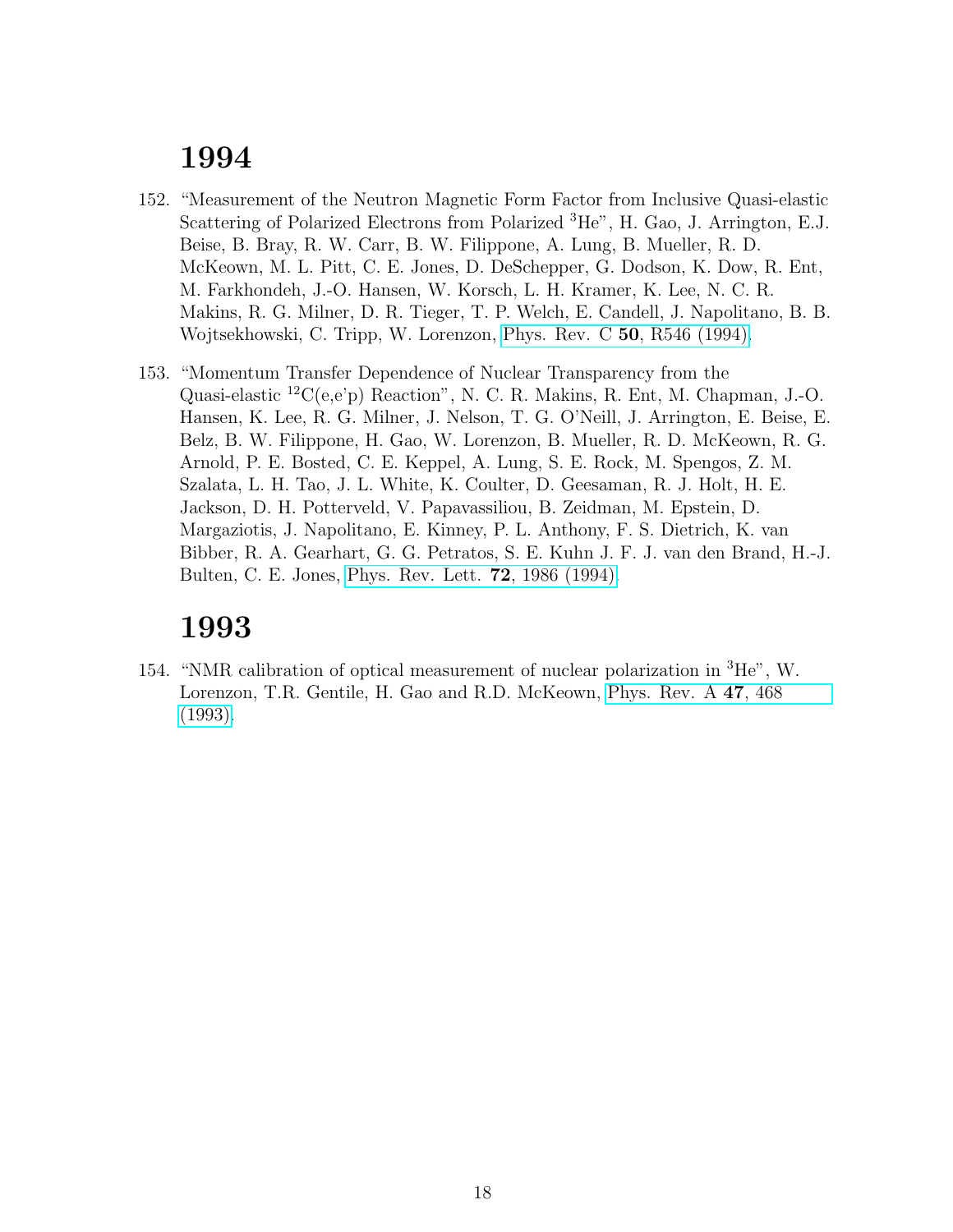# 1994

152. "Measurement of the Neutron Magnetic Form Factor from Inclusive Quasi-elastic Scattering of Polarized Electrons from Polarized $^{3}$He", H. Gao, J. Arrington, E.J. Beise, B. Bray, R. W. Carr, B. W. Filippone, A. Lung, B. Mueller, R. D. McKeown, M. L. Pitt, C. E. Jones, D. DeSchepper, G. Dodson, K. Dow, R. Ent, M. Farkhondeh, J.-O. Hansen, W. Korsch, L. H. Kramer, K. Lee, N. C. R. Makins, R. G. Milner, D. R. Tieger, T. P. Welch, E. Candell, J. Napolitano, B. B. Wojtsekhowski, C. Tripp, W. Lorenzon, Phys. Rev. C **50**, R546 (1994).

153. "Momentum Transfer Dependence of Nuclear Transparency from the Quasi-elastic $^{12}$C(e,e'p) Reaction", N. C. R. Makins, R. Ent, M. Chapman, J.-O. Hansen, K. Lee, R. G. Milner, J. Nelson, T. G. O'Neill, J. Arrington, E. Beise, E. Belz, B. W. Filippone, H. Gao, W. Lorenzon, B. Mueller, R. D. McKeown, R. G. Arnold, P. E. Bosted, C. E. Keppel, A. Lung, S. E. Rock, M. Spengos, Z. M. Szalata, L. H. Tao, J. L. White, K. Coulter, D. Geesaman, R. J. Holt, H. E. Jackson, D. H. Potterveld, V. Papavassiliou, B. Zeidman, M. Epstein, D. Margaziotis, J. Napolitano, E. Kinney, P. L. Anthony, F. S. Dietrich, K. van Bibber, R. A. Gearhart, G. G. Petratos, S. E. Kuhn J. F. J. van den Brand, H.-J. Bulten, C. E. Jones, Phys. Rev. Lett. **72**, 1986 (1994).

# 1993

154. "NMR calibration of optical measurement of nuclear polarization in $^{3}$He", W. Lorenzon, T.R. Gentile, H. Gao and R.D. McKeown, Phys. Rev. A **47**, 468 (1993).